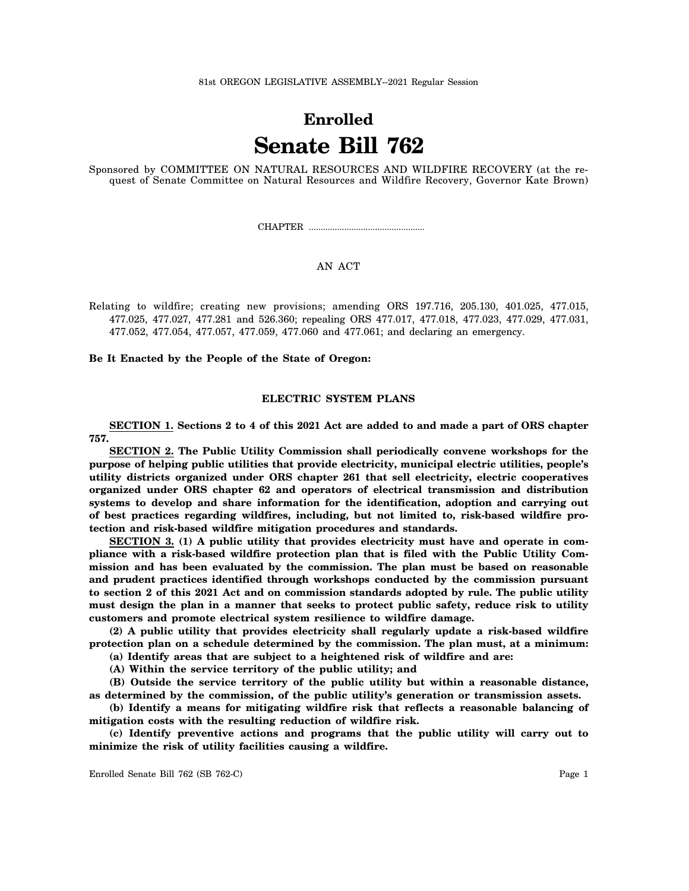81st OREGON LEGISLATIVE ASSEMBLY--2021 Regular Session

# Enrolled

# Senate Bill 762

Sponsored by COMMITTEE ON NATURAL RESOURCES AND WILDFIRE RECOVERY (at the request of Senate Committee on Natural Resources and Wildfire Recovery, Governor Kate Brown)

CHAPTER ................................................

AN ACT

Relating to wildfire; creating new provisions; amending ORS 197.716, 205.130, 401.025, 477.015, 477.025, 477.027, 477.281 and 526.360; repealing ORS 477.017, 477.018, 477.023, 477.029, 477.031, 477.052, 477.054, 477.057, 477.059, 477.060 and 477.061; and declaring an emergency.

**Be It Enacted by the People of the State of Oregon:**

## ELECTRIC SYSTEM PLANS

**SECTION 1. Sections 2 to 4 of this 2021 Act are added to and made a part of ORS chapter 757.**

**SECTION 2. The Public Utility Commission shall periodically convene workshops for the purpose of helping public utilities that provide electricity, municipal electric utilities, people's utility districts organized under ORS chapter 261 that sell electricity, electric cooperatives organized under ORS chapter 62 and operators of electrical transmission and distribution systems to develop and share information for the identification, adoption and carrying out of best practices regarding wildfires, including, but not limited to, risk-based wildfire protection and risk-based wildfire mitigation procedures and standards.**

**SECTION 3. (1) A public utility that provides electricity must have and operate in compliance with a risk-based wildfire protection plan that is filed with the Public Utility Commission and has been evaluated by the commission. The plan must be based on reasonable and prudent practices identified through workshops conducted by the commission pursuant to section 2 of this 2021 Act and on commission standards adopted by rule. The public utility must design the plan in a manner that seeks to protect public safety, reduce risk to utility customers and promote electrical system resilience to wildfire damage.**

**(2) A public utility that provides electricity shall regularly update a risk-based wildfire protection plan on a schedule determined by the commission. The plan must, at a minimum:**

**(a) Identify areas that are subject to a heightened risk of wildfire and are:**

**(A) Within the service territory of the public utility; and**

**(B) Outside the service territory of the public utility but within a reasonable distance, as determined by the commission, of the public utility's generation or transmission assets.**

**(b) Identify a means for mitigating wildfire risk that reflects a reasonable balancing of mitigation costs with the resulting reduction of wildfire risk.**

**(c) Identify preventive actions and programs that the public utility will carry out to minimize the risk of utility facilities causing a wildfire.**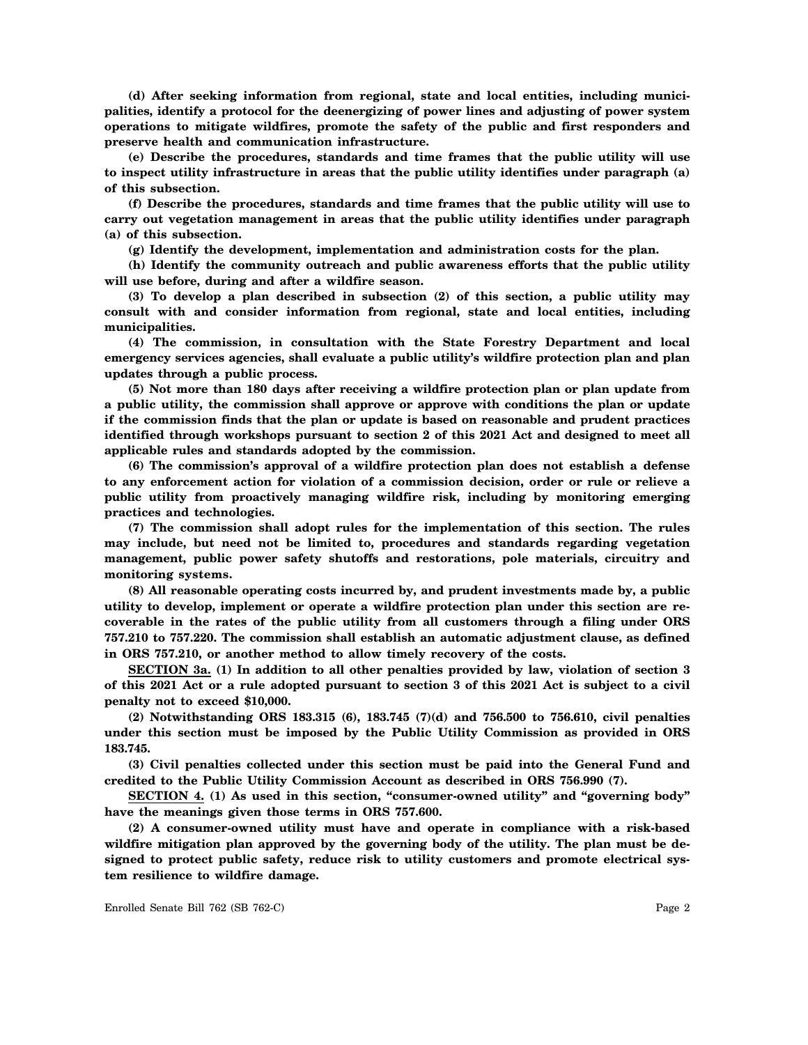**(d) After seeking information from regional, state and local entities, including municipalities, identify a protocol for the deenergizing of power lines and adjusting of power system operations to mitigate wildfires, promote the safety of the public and first responders and preserve health and communication infrastructure.**

**(e) Describe the procedures, standards and time frames that the public utility will use to inspect utility infrastructure in areas that the public utility identifies under paragraph (a) of this subsection.**

**(f) Describe the procedures, standards and time frames that the public utility will use to carry out vegetation management in areas that the public utility identifies under paragraph (a) of this subsection.**

**(g) Identify the development, implementation and administration costs for the plan.**

**(h) Identify the community outreach and public awareness efforts that the public utility will use before, during and after a wildfire season.**

**(3) To develop a plan described in subsection (2) of this section, a public utility may consult with and consider information from regional, state and local entities, including municipalities.**

**(4) The commission, in consultation with the State Forestry Department and local emergency services agencies, shall evaluate a public utility's wildfire protection plan and plan updates through a public process.**

**(5) Not more than 180 days after receiving a wildfire protection plan or plan update from a public utility, the commission shall approve or approve with conditions the plan or update if the commission finds that the plan or update is based on reasonable and prudent practices identified through workshops pursuant to section 2 of this 2021 Act and designed to meet all applicable rules and standards adopted by the commission.**

**(6) The commission's approval of a wildfire protection plan does not establish a defense to any enforcement action for violation of a commission decision, order or rule or relieve a public utility from proactively managing wildfire risk, including by monitoring emerging practices and technologies.**

**(7) The commission shall adopt rules for the implementation of this section. The rules may include, but need not be limited to, procedures and standards regarding vegetation management, public power safety shutoffs and restorations, pole materials, circuitry and monitoring systems.**

**(8) All reasonable operating costs incurred by, and prudent investments made by, a public utility to develop, implement or operate a wildfire protection plan under this section are recoverable in the rates of the public utility from all customers through a filing under ORS 757.210 to 757.220. The commission shall establish an automatic adjustment clause, as defined in ORS 757.210, or another method to allow timely recovery of the costs.**

**SECTION 3a. (1) In addition to all other penalties provided by law, violation of section 3 of this 2021 Act or a rule adopted pursuant to section 3 of this 2021 Act is subject to a civil penalty not to exceed $10,000.**

**(2) Notwithstanding ORS 183.315 (6), 183.745 (7)(d) and 756.500 to 756.610, civil penalties under this section must be imposed by the Public Utility Commission as provided in ORS 183.745.**

**(3) Civil penalties collected under this section must be paid into the General Fund and credited to the Public Utility Commission Account as described in ORS 756.990 (7).**

**SECTION 4. (1) As used in this section, "consumer-owned utility" and "governing body" have the meanings given those terms in ORS 757.600.**

**(2) A consumer-owned utility must have and operate in compliance with a risk-based wildfire mitigation plan approved by the governing body of the utility. The plan must be designed to protect public safety, reduce risk to utility customers and promote electrical system resilience to wildfire damage.**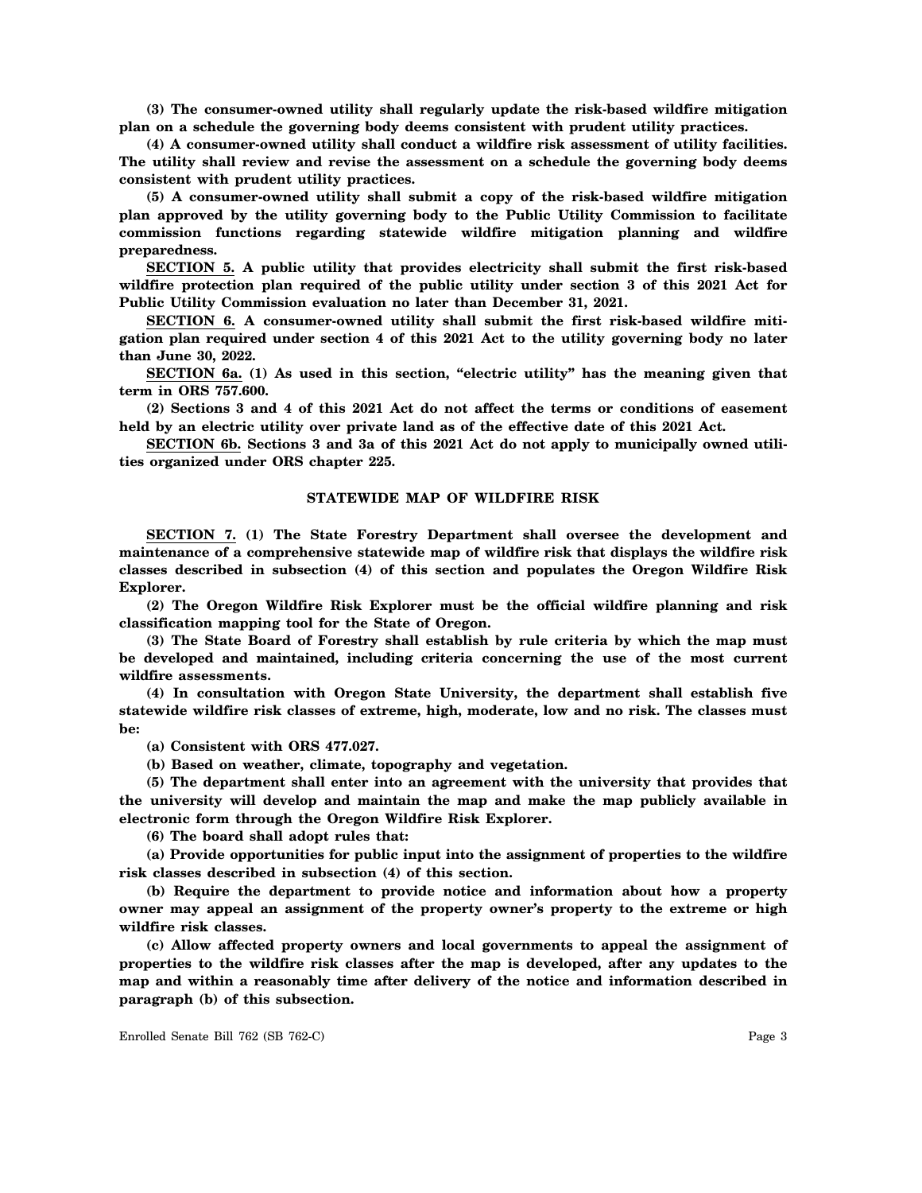**(3) The consumer-owned utility shall regularly update the risk-based wildfire mitigation plan on a schedule the governing body deems consistent with prudent utility practices.**

**(4) A consumer-owned utility shall conduct a wildfire risk assessment of utility facilities. The utility shall review and revise the assessment on a schedule the governing body deems consistent with prudent utility practices.**

**(5) A consumer-owned utility shall submit a copy of the risk-based wildfire mitigation plan approved by the utility governing body to the Public Utility Commission to facilitate commission functions regarding statewide wildfire mitigation planning and wildfire preparedness.**

**SECTION 5. A public utility that provides electricity shall submit the first risk-based wildfire protection plan required of the public utility under section 3 of this 2021 Act for Public Utility Commission evaluation no later than December 31, 2021.**

**SECTION 6. A consumer-owned utility shall submit the first risk-based wildfire mitigation plan required under section 4 of this 2021 Act to the utility governing body no later than June 30, 2022.**

**SECTION 6a. (1) As used in this section, "electric utility" has the meaning given that term in ORS 757.600.**

**(2) Sections 3 and 4 of this 2021 Act do not affect the terms or conditions of easement held by an electric utility over private land as of the effective date of this 2021 Act.**

**SECTION 6b. Sections 3 and 3a of this 2021 Act do not apply to municipally owned utilities organized under ORS chapter 225.**

## STATEWIDE MAP OF WILDFIRE RISK

**SECTION 7. (1) The State Forestry Department shall oversee the development and maintenance of a comprehensive statewide map of wildfire risk that displays the wildfire risk classes described in subsection (4) of this section and populates the Oregon Wildfire Risk Explorer.**

**(2) The Oregon Wildfire Risk Explorer must be the official wildfire planning and risk classification mapping tool for the State of Oregon.**

**(3) The State Board of Forestry shall establish by rule criteria by which the map must be developed and maintained, including criteria concerning the use of the most current wildfire assessments.**

**(4) In consultation with Oregon State University, the department shall establish five statewide wildfire risk classes of extreme, high, moderate, low and no risk. The classes must be:**

**(a) Consistent with ORS 477.027.**

**(b) Based on weather, climate, topography and vegetation.**

**(5) The department shall enter into an agreement with the university that provides that the university will develop and maintain the map and make the map publicly available in electronic form through the Oregon Wildfire Risk Explorer.**

**(6) The board shall adopt rules that:**

**(a) Provide opportunities for public input into the assignment of properties to the wildfire risk classes described in subsection (4) of this section.**

**(b) Require the department to provide notice and information about how a property owner may appeal an assignment of the property owner's property to the extreme or high wildfire risk classes.**

**(c) Allow affected property owners and local governments to appeal the assignment of properties to the wildfire risk classes after the map is developed, after any updates to the map and within a reasonably time after delivery of the notice and information described in paragraph (b) of this subsection.**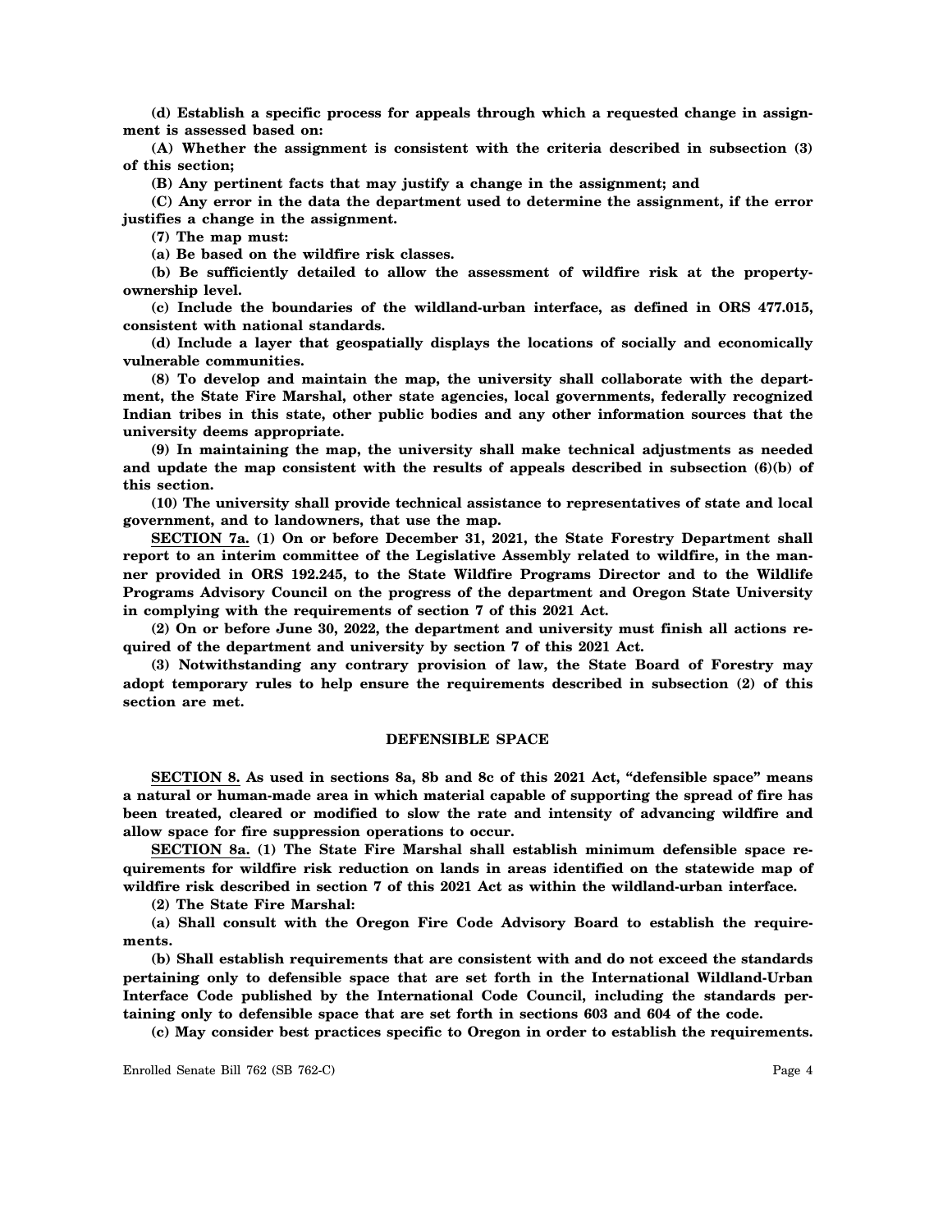**(d) Establish a specific process for appeals through which a requested change in assignment is assessed based on:**

**(A) Whether the assignment is consistent with the criteria described in subsection (3) of this section;**

**(B) Any pertinent facts that may justify a change in the assignment; and**

**(C) Any error in the data the department used to determine the assignment, if the error justifies a change in the assignment.**

**(7) The map must:**

**(a) Be based on the wildfire risk classes.**

**(b) Be sufficiently detailed to allow the assessment of wildfire risk at the property-ownership level.**

**(c) Include the boundaries of the wildland-urban interface, as defined in ORS 477.015, consistent with national standards.**

**(d) Include a layer that geospatially displays the locations of socially and economically vulnerable communities.**

**(8) To develop and maintain the map, the university shall collaborate with the department, the State Fire Marshal, other state agencies, local governments, federally recognized Indian tribes in this state, other public bodies and any other information sources that the university deems appropriate.**

**(9) In maintaining the map, the university shall make technical adjustments as needed and update the map consistent with the results of appeals described in subsection (6)(b) of this section.**

**(10) The university shall provide technical assistance to representatives of state and local government, and to landowners, that use the map.**

**SECTION 7a. (1) On or before December 31, 2021, the State Forestry Department shall report to an interim committee of the Legislative Assembly related to wildfire, in the manner provided in ORS 192.245, to the State Wildfire Programs Director and to the Wildlife Programs Advisory Council on the progress of the department and Oregon State University in complying with the requirements of section 7 of this 2021 Act.**

**(2) On or before June 30, 2022, the department and university must finish all actions required of the department and university by section 7 of this 2021 Act.**

**(3) Notwithstanding any contrary provision of law, the State Board of Forestry may adopt temporary rules to help ensure the requirements described in subsection (2) of this section are met.**

## DEFENSIBLE SPACE

**SECTION 8. As used in sections 8a, 8b and 8c of this 2021 Act, "defensible space" means a natural or human-made area in which material capable of supporting the spread of fire has been treated, cleared or modified to slow the rate and intensity of advancing wildfire and allow space for fire suppression operations to occur.**

**SECTION 8a. (1) The State Fire Marshal shall establish minimum defensible space requirements for wildfire risk reduction on lands in areas identified on the statewide map of wildfire risk described in section 7 of this 2021 Act as within the wildland-urban interface.**

**(2) The State Fire Marshal:**

**(a) Shall consult with the Oregon Fire Code Advisory Board to establish the requirements.**

**(b) Shall establish requirements that are consistent with and do not exceed the standards pertaining only to defensible space that are set forth in the International Wildland-Urban Interface Code published by the International Code Council, including the standards pertaining only to defensible space that are set forth in sections 603 and 604 of the code.**

**(c) May consider best practices specific to Oregon in order to establish the requirements.**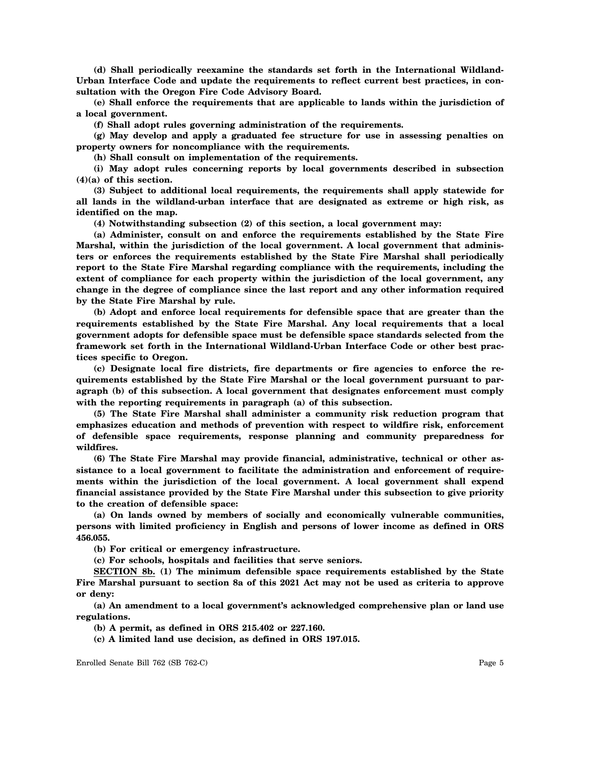**(d) Shall periodically reexamine the standards set forth in the International Wildland-Urban Interface Code and update the requirements to reflect current best practices, in consultation with the Oregon Fire Code Advisory Board.**

**(e) Shall enforce the requirements that are applicable to lands within the jurisdiction of a local government.**

**(f) Shall adopt rules governing administration of the requirements.**

**(g) May develop and apply a graduated fee structure for use in assessing penalties on property owners for noncompliance with the requirements.**

**(h) Shall consult on implementation of the requirements.**

**(i) May adopt rules concerning reports by local governments described in subsection (4)(a) of this section.**

**(3) Subject to additional local requirements, the requirements shall apply statewide for all lands in the wildland-urban interface that are designated as extreme or high risk, as identified on the map.**

**(4) Notwithstanding subsection (2) of this section, a local government may:**

**(a) Administer, consult on and enforce the requirements established by the State Fire Marshal, within the jurisdiction of the local government. A local government that administers or enforces the requirements established by the State Fire Marshal shall periodically report to the State Fire Marshal regarding compliance with the requirements, including the extent of compliance for each property within the jurisdiction of the local government, any change in the degree of compliance since the last report and any other information required by the State Fire Marshal by rule.**

**(b) Adopt and enforce local requirements for defensible space that are greater than the requirements established by the State Fire Marshal. Any local requirements that a local government adopts for defensible space must be defensible space standards selected from the framework set forth in the International Wildland-Urban Interface Code or other best practices specific to Oregon.**

**(c) Designate local fire districts, fire departments or fire agencies to enforce the requirements established by the State Fire Marshal or the local government pursuant to paragraph (b) of this subsection. A local government that designates enforcement must comply with the reporting requirements in paragraph (a) of this subsection.**

**(5) The State Fire Marshal shall administer a community risk reduction program that emphasizes education and methods of prevention with respect to wildfire risk, enforcement of defensible space requirements, response planning and community preparedness for wildfires.**

**(6) The State Fire Marshal may provide financial, administrative, technical or other assistance to a local government to facilitate the administration and enforcement of requirements within the jurisdiction of the local government. A local government shall expend financial assistance provided by the State Fire Marshal under this subsection to give priority to the creation of defensible space:**

**(a) On lands owned by members of socially and economically vulnerable communities, persons with limited proficiency in English and persons of lower income as defined in ORS 456.055.**

**(b) For critical or emergency infrastructure.**

**(c) For schools, hospitals and facilities that serve seniors.**

**<u>SECTION 8b.</u> (1) The minimum defensible space requirements established by the State Fire Marshal pursuant to section 8a of this 2021 Act may not be used as criteria to approve or deny:**

**(a) An amendment to a local government's acknowledged comprehensive plan or land use regulations.**

**(b) A permit, as defined in ORS 215.402 or 227.160.**

**(c) A limited land use decision, as defined in ORS 197.015.**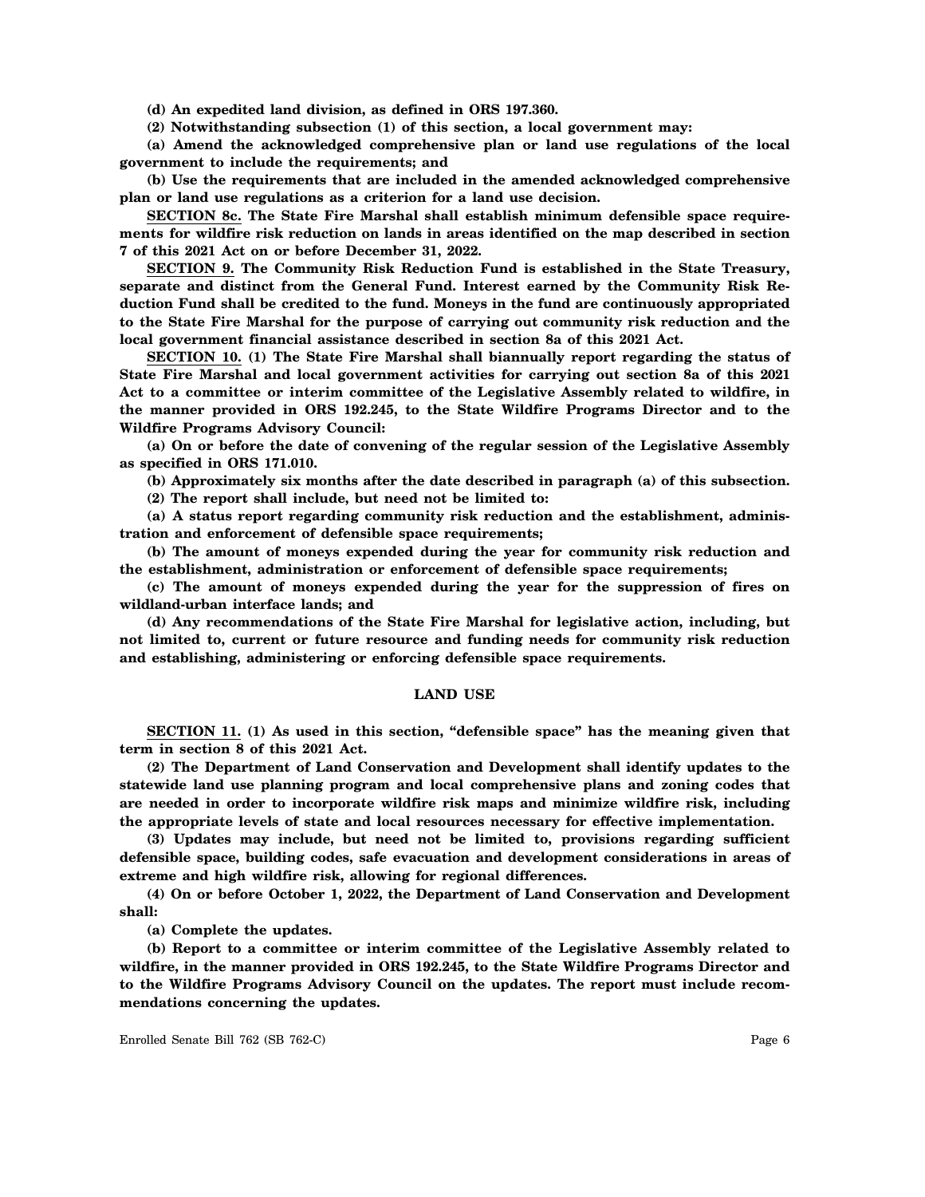**(d) An expedited land division, as defined in ORS 197.360.**

**(2) Notwithstanding subsection (1) of this section, a local government may:**

**(a) Amend the acknowledged comprehensive plan or land use regulations of the local government to include the requirements; and**

**(b) Use the requirements that are included in the amended acknowledged comprehensive plan or land use regulations as a criterion for a land use decision.**

**SECTION 8c. The State Fire Marshal shall establish minimum defensible space requirements for wildfire risk reduction on lands in areas identified on the map described in section 7 of this 2021 Act on or before December 31, 2022.**

**SECTION 9. The Community Risk Reduction Fund is established in the State Treasury, separate and distinct from the General Fund. Interest earned by the Community Risk Reduction Fund shall be credited to the fund. Moneys in the fund are continuously appropriated to the State Fire Marshal for the purpose of carrying out community risk reduction and the local government financial assistance described in section 8a of this 2021 Act.**

**SECTION 10. (1) The State Fire Marshal shall biannually report regarding the status of State Fire Marshal and local government activities for carrying out section 8a of this 2021 Act to a committee or interim committee of the Legislative Assembly related to wildfire, in the manner provided in ORS 192.245, to the State Wildfire Programs Director and to the Wildfire Programs Advisory Council:**

**(a) On or before the date of convening of the regular session of the Legislative Assembly as specified in ORS 171.010.**

**(b) Approximately six months after the date described in paragraph (a) of this subsection.**

**(2) The report shall include, but need not be limited to:**

**(a) A status report regarding community risk reduction and the establishment, administration and enforcement of defensible space requirements;**

**(b) The amount of moneys expended during the year for community risk reduction and the establishment, administration or enforcement of defensible space requirements;**

**(c) The amount of moneys expended during the year for the suppression of fires on wildland-urban interface lands; and**

**(d) Any recommendations of the State Fire Marshal for legislative action, including, but not limited to, current or future resource and funding needs for community risk reduction and establishing, administering or enforcing defensible space requirements.**

## LAND USE

**SECTION 11. (1) As used in this section, "defensible space" has the meaning given that term in section 8 of this 2021 Act.**

**(2) The Department of Land Conservation and Development shall identify updates to the statewide land use planning program and local comprehensive plans and zoning codes that are needed in order to incorporate wildfire risk maps and minimize wildfire risk, including the appropriate levels of state and local resources necessary for effective implementation.**

**(3) Updates may include, but need not be limited to, provisions regarding sufficient defensible space, building codes, safe evacuation and development considerations in areas of extreme and high wildfire risk, allowing for regional differences.**

**(4) On or before October 1, 2022, the Department of Land Conservation and Development shall:**

**(a) Complete the updates.**

**(b) Report to a committee or interim committee of the Legislative Assembly related to wildfire, in the manner provided in ORS 192.245, to the State Wildfire Programs Director and to the Wildfire Programs Advisory Council on the updates. The report must include recommendations concerning the updates.**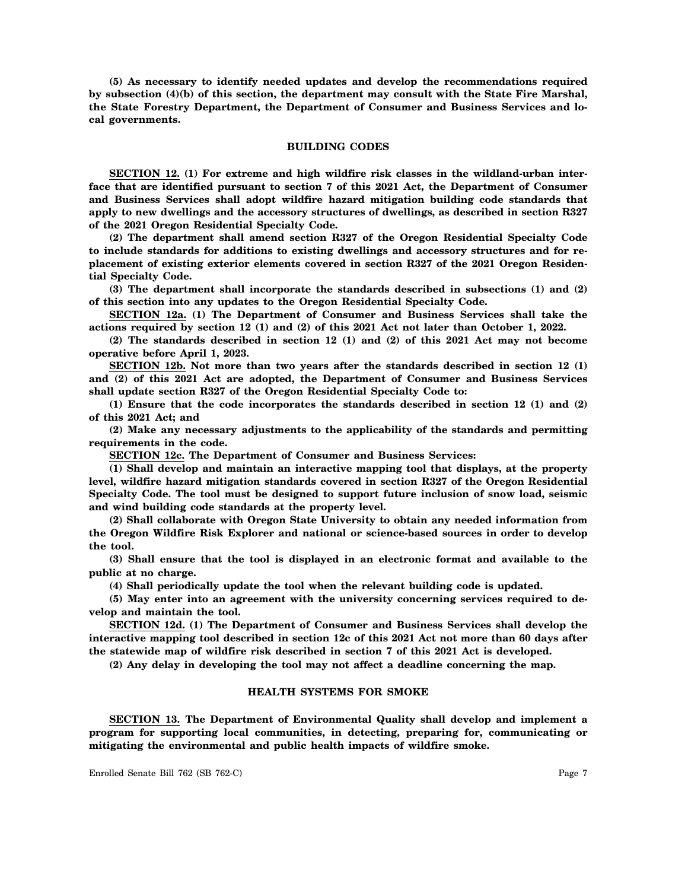**(5) As necessary to identify needed updates and develop the recommendations required by subsection (4)(b) of this section, the department may consult with the State Fire Marshal, the State Forestry Department, the Department of Consumer and Business Services and local governments.**

## BUILDING CODES

**SECTION 12. (1) For extreme and high wildfire risk classes in the wildland-urban interface that are identified pursuant to section 7 of this 2021 Act, the Department of Consumer and Business Services shall adopt wildfire hazard mitigation building code standards that apply to new dwellings and the accessory structures of dwellings, as described in section R327 of the 2021 Oregon Residential Specialty Code.**

**(2) The department shall amend section R327 of the Oregon Residential Specialty Code to include standards for additions to existing dwellings and accessory structures and for replacement of existing exterior elements covered in section R327 of the 2021 Oregon Residential Specialty Code.**

**(3) The department shall incorporate the standards described in subsections (1) and (2) of this section into any updates to the Oregon Residential Specialty Code.**

**SECTION 12a. (1) The Department of Consumer and Business Services shall take the actions required by section 12 (1) and (2) of this 2021 Act not later than October 1, 2022.**

**(2) The standards described in section 12 (1) and (2) of this 2021 Act may not become operative before April 1, 2023.**

**SECTION 12b. Not more than two years after the standards described in section 12 (1) and (2) of this 2021 Act are adopted, the Department of Consumer and Business Services shall update section R327 of the Oregon Residential Specialty Code to:**

**(1) Ensure that the code incorporates the standards described in section 12 (1) and (2) of this 2021 Act; and**

**(2) Make any necessary adjustments to the applicability of the standards and permitting requirements in the code.**

**SECTION 12c. The Department of Consumer and Business Services:**

**(1) Shall develop and maintain an interactive mapping tool that displays, at the property level, wildfire hazard mitigation standards covered in section R327 of the Oregon Residential Specialty Code. The tool must be designed to support future inclusion of snow load, seismic and wind building code standards at the property level.**

**(2) Shall collaborate with Oregon State University to obtain any needed information from the Oregon Wildfire Risk Explorer and national or science-based sources in order to develop the tool.**

**(3) Shall ensure that the tool is displayed in an electronic format and available to the public at no charge.**

**(4) Shall periodically update the tool when the relevant building code is updated.**

**(5) May enter into an agreement with the university concerning services required to develop and maintain the tool.**

**SECTION 12d. (1) The Department of Consumer and Business Services shall develop the interactive mapping tool described in section 12c of this 2021 Act not more than 60 days after the statewide map of wildfire risk described in section 7 of this 2021 Act is developed.**

**(2) Any delay in developing the tool may not affect a deadline concerning the map.**

## HEALTH SYSTEMS FOR SMOKE

**SECTION 13. The Department of Environmental Quality shall develop and implement a program for supporting local communities, in detecting, preparing for, communicating or mitigating the environmental and public health impacts of wildfire smoke.**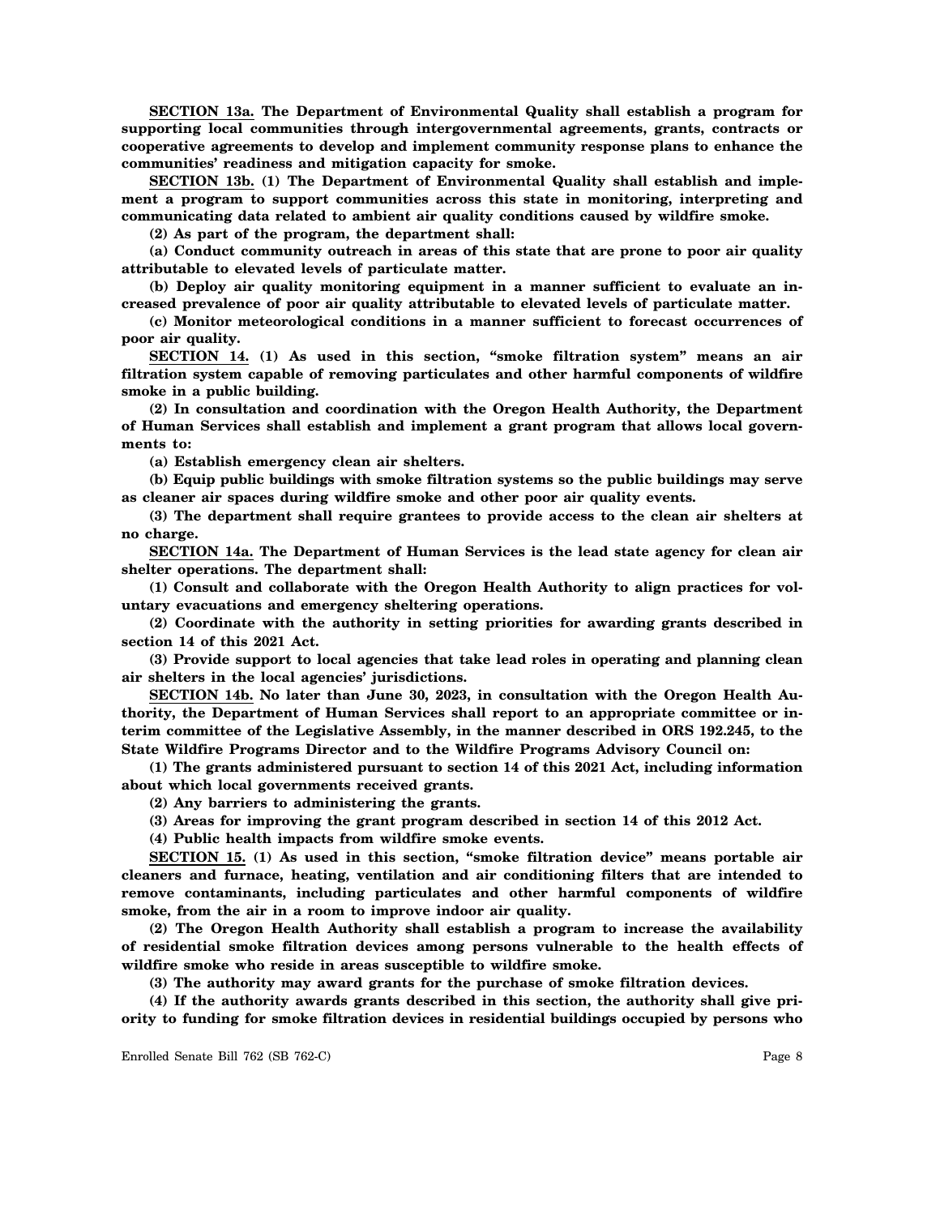**SECTION 13a. The Department of Environmental Quality shall establish a program for supporting local communities through intergovernmental agreements, grants, contracts or cooperative agreements to develop and implement community response plans to enhance the communities' readiness and mitigation capacity for smoke.**

**SECTION 13b. (1) The Department of Environmental Quality shall establish and implement a program to support communities across this state in monitoring, interpreting and communicating data related to ambient air quality conditions caused by wildfire smoke.**

**(2) As part of the program, the department shall:**

**(a) Conduct community outreach in areas of this state that are prone to poor air quality attributable to elevated levels of particulate matter.**

**(b) Deploy air quality monitoring equipment in a manner sufficient to evaluate an increased prevalence of poor air quality attributable to elevated levels of particulate matter.**

**(c) Monitor meteorological conditions in a manner sufficient to forecast occurrences of poor air quality.**

**SECTION 14. (1) As used in this section, "smoke filtration system" means an air filtration system capable of removing particulates and other harmful components of wildfire smoke in a public building.**

**(2) In consultation and coordination with the Oregon Health Authority, the Department of Human Services shall establish and implement a grant program that allows local governments to:**

**(a) Establish emergency clean air shelters.**

**(b) Equip public buildings with smoke filtration systems so the public buildings may serve as cleaner air spaces during wildfire smoke and other poor air quality events.**

**(3) The department shall require grantees to provide access to the clean air shelters at no charge.**

**SECTION 14a. The Department of Human Services is the lead state agency for clean air shelter operations. The department shall:**

**(1) Consult and collaborate with the Oregon Health Authority to align practices for voluntary evacuations and emergency sheltering operations.**

**(2) Coordinate with the authority in setting priorities for awarding grants described in section 14 of this 2021 Act.**

**(3) Provide support to local agencies that take lead roles in operating and planning clean air shelters in the local agencies' jurisdictions.**

**SECTION 14b. No later than June 30, 2023, in consultation with the Oregon Health Authority, the Department of Human Services shall report to an appropriate committee or interim committee of the Legislative Assembly, in the manner described in ORS 192.245, to the State Wildfire Programs Director and to the Wildfire Programs Advisory Council on:**

**(1) The grants administered pursuant to section 14 of this 2021 Act, including information about which local governments received grants.**

**(2) Any barriers to administering the grants.**

**(3) Areas for improving the grant program described in section 14 of this 2012 Act.**

**(4) Public health impacts from wildfire smoke events.**

**SECTION 15. (1) As used in this section, "smoke filtration device" means portable air cleaners and furnace, heating, ventilation and air conditioning filters that are intended to remove contaminants, including particulates and other harmful components of wildfire smoke, from the air in a room to improve indoor air quality.**

**(2) The Oregon Health Authority shall establish a program to increase the availability of residential smoke filtration devices among persons vulnerable to the health effects of wildfire smoke who reside in areas susceptible to wildfire smoke.**

**(3) The authority may award grants for the purchase of smoke filtration devices.**

**(4) If the authority awards grants described in this section, the authority shall give priority to funding for smoke filtration devices in residential buildings occupied by persons who**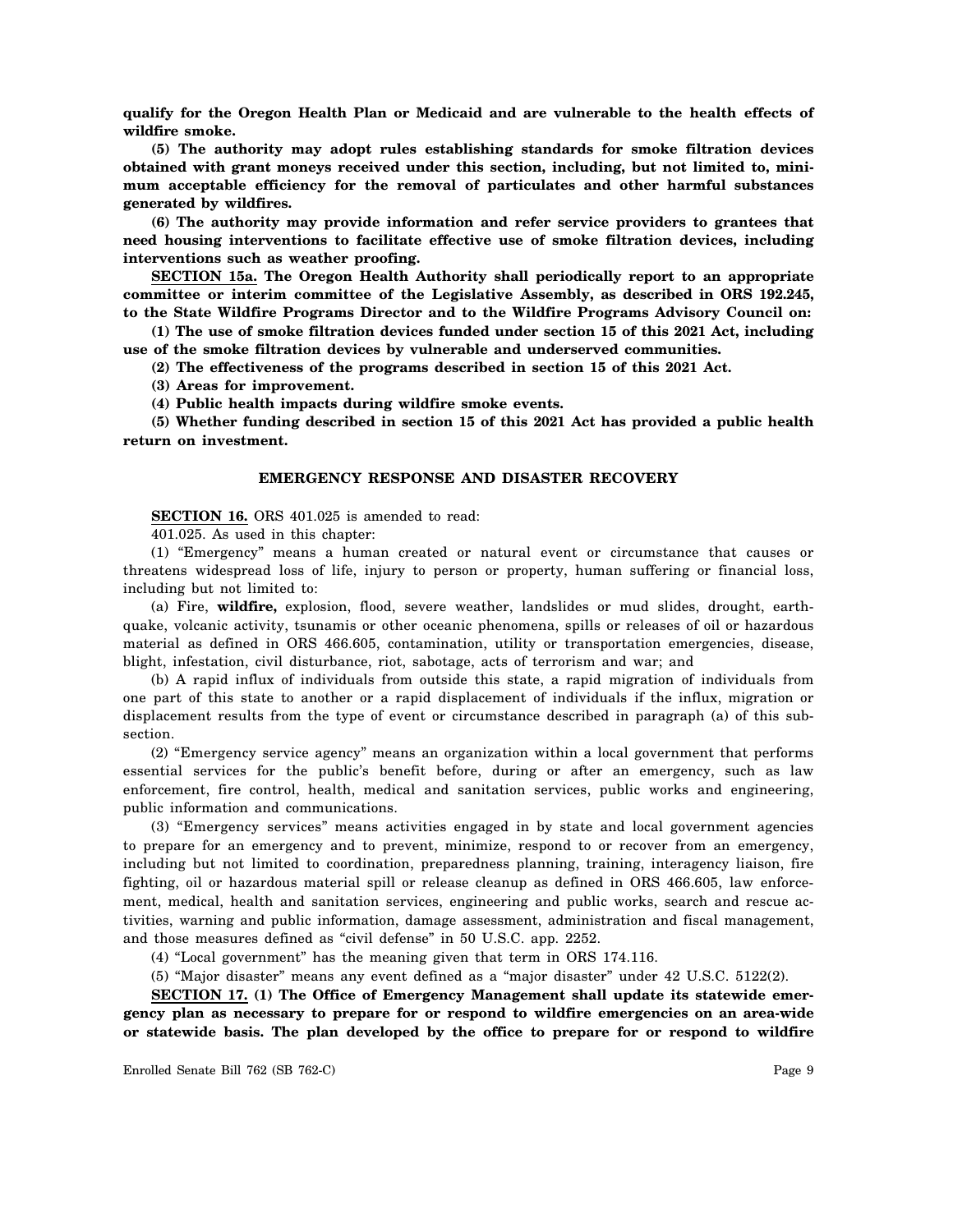**qualify for the Oregon Health Plan or Medicaid and are vulnerable to the health effects of wildfire smoke.**

**(5) The authority may adopt rules establishing standards for smoke filtration devices obtained with grant moneys received under this section, including, but not limited to, minimum acceptable efficiency for the removal of particulates and other harmful substances generated by wildfires.**

**(6) The authority may provide information and refer service providers to grantees that need housing interventions to facilitate effective use of smoke filtration devices, including interventions such as weather proofing.**

**SECTION 15a. The Oregon Health Authority shall periodically report to an appropriate committee or interim committee of the Legislative Assembly, as described in ORS 192.245, to the State Wildfire Programs Director and to the Wildfire Programs Advisory Council on:**

**(1) The use of smoke filtration devices funded under section 15 of this 2021 Act, including use of the smoke filtration devices by vulnerable and underserved communities.**

**(2) The effectiveness of the programs described in section 15 of this 2021 Act.**

**(3) Areas for improvement.**

**(4) Public health impacts during wildfire smoke events.**

**(5) Whether funding described in section 15 of this 2021 Act has provided a public health return on investment.**

## EMERGENCY RESPONSE AND DISASTER RECOVERY

**SECTION 16.** ORS 401.025 is amended to read:

401.025. As used in this chapter:

(1) "Emergency" means a human created or natural event or circumstance that causes or threatens widespread loss of life, injury to person or property, human suffering or financial loss, including but not limited to:

(a) Fire, **wildfire,** explosion, flood, severe weather, landslides or mud slides, drought, earthquake, volcanic activity, tsunamis or other oceanic phenomena, spills or releases of oil or hazardous material as defined in ORS 466.605, contamination, utility or transportation emergencies, disease, blight, infestation, civil disturbance, riot, sabotage, acts of terrorism and war; and

(b) A rapid influx of individuals from outside this state, a rapid migration of individuals from one part of this state to another or a rapid displacement of individuals if the influx, migration or displacement results from the type of event or circumstance described in paragraph (a) of this subsection.

(2) "Emergency service agency" means an organization within a local government that performs essential services for the public's benefit before, during or after an emergency, such as law enforcement, fire control, health, medical and sanitation services, public works and engineering, public information and communications.

(3) "Emergency services" means activities engaged in by state and local government agencies to prepare for an emergency and to prevent, minimize, respond to or recover from an emergency, including but not limited to coordination, preparedness planning, training, interagency liaison, fire fighting, oil or hazardous material spill or release cleanup as defined in ORS 466.605, law enforcement, medical, health and sanitation services, engineering and public works, search and rescue activities, warning and public information, damage assessment, administration and fiscal management, and those measures defined as "civil defense" in 50 U.S.C. app. 2252.

(4) "Local government" has the meaning given that term in ORS 174.116.

(5) "Major disaster" means any event defined as a "major disaster" under 42 U.S.C. 5122(2).

**SECTION 17. (1) The Office of Emergency Management shall update its statewide emergency plan as necessary to prepare for or respond to wildfire emergencies on an area-wide or statewide basis. The plan developed by the office to prepare for or respond to wildfire**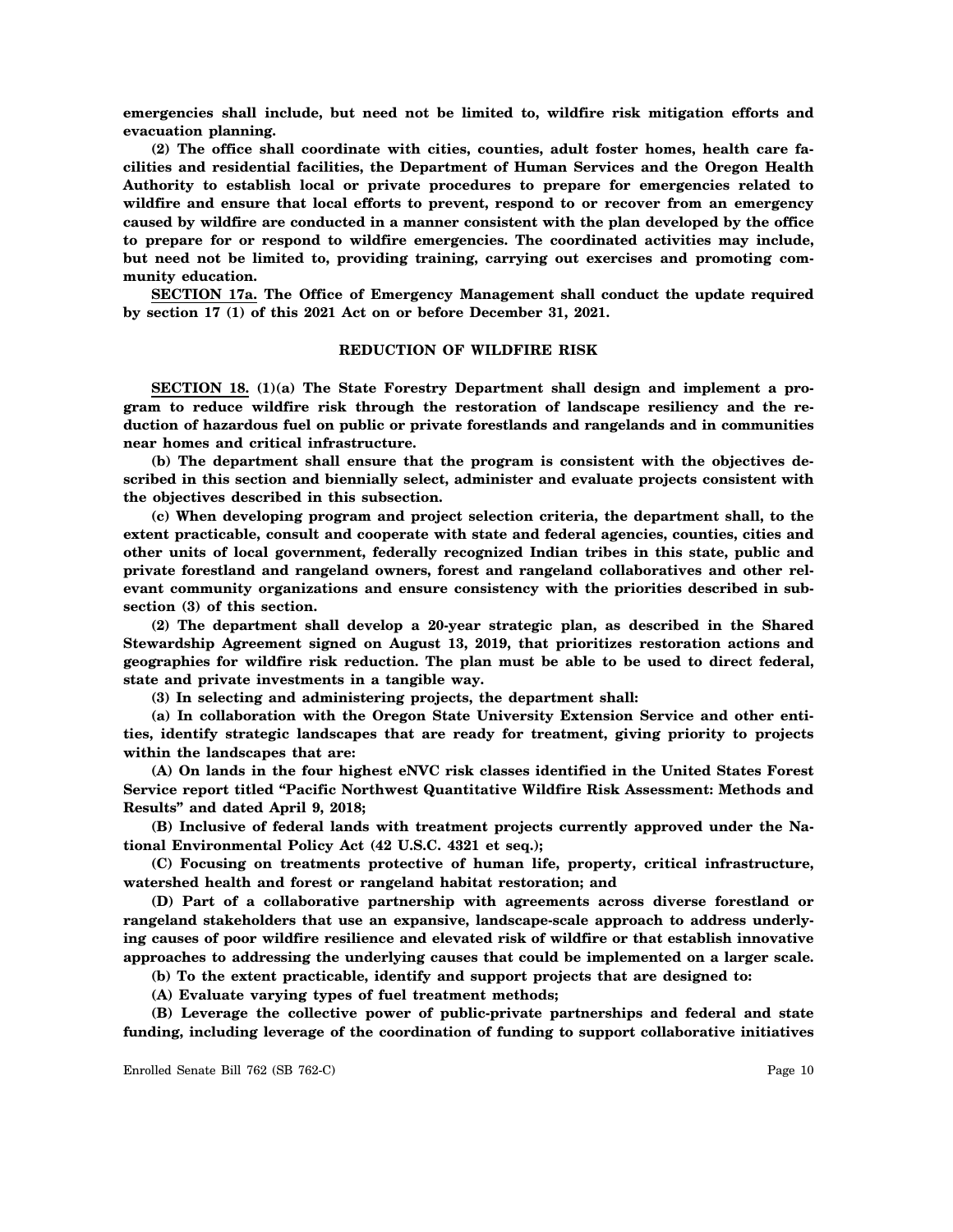**emergencies shall include, but need not be limited to, wildfire risk mitigation efforts and evacuation planning.**

**(2) The office shall coordinate with cities, counties, adult foster homes, health care facilities and residential facilities, the Department of Human Services and the Oregon Health Authority to establish local or private procedures to prepare for emergencies related to wildfire and ensure that local efforts to prevent, respond to or recover from an emergency caused by wildfire are conducted in a manner consistent with the plan developed by the office to prepare for or respond to wildfire emergencies. The coordinated activities may include, but need not be limited to, providing training, carrying out exercises and promoting community education.**

**SECTION 17a. The Office of Emergency Management shall conduct the update required by section 17 (1) of this 2021 Act on or before December 31, 2021.**

## REDUCTION OF WILDFIRE RISK

**SECTION 18. (1)(a) The State Forestry Department shall design and implement a program to reduce wildfire risk through the restoration of landscape resiliency and the reduction of hazardous fuel on public or private forestlands and rangelands and in communities near homes and critical infrastructure.**

**(b) The department shall ensure that the program is consistent with the objectives described in this section and biennially select, administer and evaluate projects consistent with the objectives described in this subsection.**

**(c) When developing program and project selection criteria, the department shall, to the extent practicable, consult and cooperate with state and federal agencies, counties, cities and other units of local government, federally recognized Indian tribes in this state, public and private forestland and rangeland owners, forest and rangeland collaboratives and other relevant community organizations and ensure consistency with the priorities described in subsection (3) of this section.**

**(2) The department shall develop a 20-year strategic plan, as described in the Shared Stewardship Agreement signed on August 13, 2019, that prioritizes restoration actions and geographies for wildfire risk reduction. The plan must be able to be used to direct federal, state and private investments in a tangible way.**

**(3) In selecting and administering projects, the department shall:**

**(a) In collaboration with the Oregon State University Extension Service and other entities, identify strategic landscapes that are ready for treatment, giving priority to projects within the landscapes that are:**

**(A) On lands in the four highest eNVC risk classes identified in the United States Forest Service report titled "Pacific Northwest Quantitative Wildfire Risk Assessment: Methods and Results" and dated April 9, 2018;**

**(B) Inclusive of federal lands with treatment projects currently approved under the National Environmental Policy Act (42 U.S.C. 4321 et seq.);**

**(C) Focusing on treatments protective of human life, property, critical infrastructure, watershed health and forest or rangeland habitat restoration; and**

**(D) Part of a collaborative partnership with agreements across diverse forestland or rangeland stakeholders that use an expansive, landscape-scale approach to address underlying causes of poor wildfire resilience and elevated risk of wildfire or that establish innovative approaches to addressing the underlying causes that could be implemented on a larger scale.**

**(b) To the extent practicable, identify and support projects that are designed to:**

**(A) Evaluate varying types of fuel treatment methods;**

**(B) Leverage the collective power of public-private partnerships and federal and state funding, including leverage of the coordination of funding to support collaborative initiatives**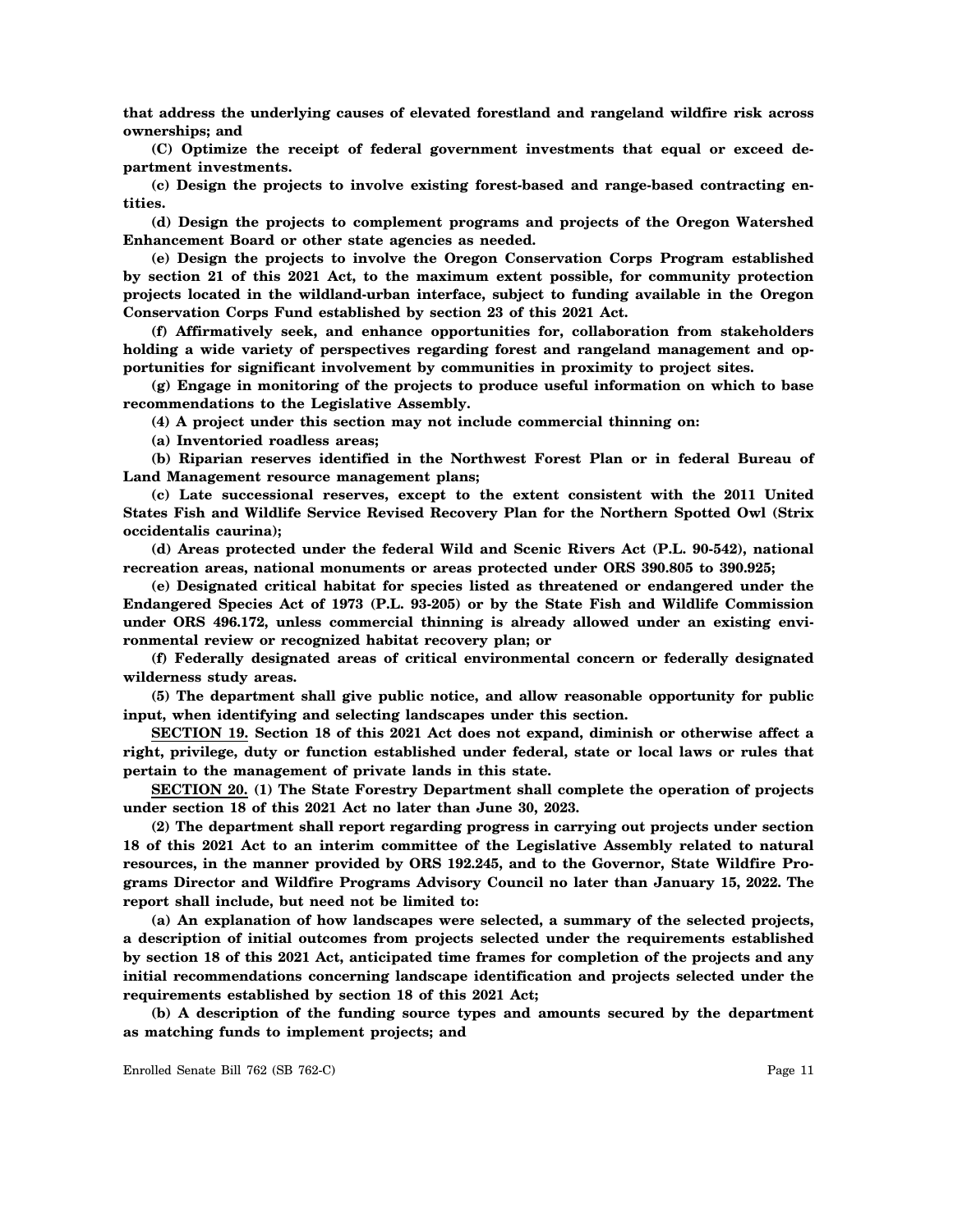**that address the underlying causes of elevated forestland and rangeland wildfire risk across ownerships; and**

**(C) Optimize the receipt of federal government investments that equal or exceed department investments.**

**(c) Design the projects to involve existing forest-based and range-based contracting entities.**

**(d) Design the projects to complement programs and projects of the Oregon Watershed Enhancement Board or other state agencies as needed.**

**(e) Design the projects to involve the Oregon Conservation Corps Program established by section 21 of this 2021 Act, to the maximum extent possible, for community protection projects located in the wildland-urban interface, subject to funding available in the Oregon Conservation Corps Fund established by section 23 of this 2021 Act.**

**(f) Affirmatively seek, and enhance opportunities for, collaboration from stakeholders holding a wide variety of perspectives regarding forest and rangeland management and opportunities for significant involvement by communities in proximity to project sites.**

**(g) Engage in monitoring of the projects to produce useful information on which to base recommendations to the Legislative Assembly.**

**(4) A project under this section may not include commercial thinning on:**

**(a) Inventoried roadless areas;**

**(b) Riparian reserves identified in the Northwest Forest Plan or in federal Bureau of Land Management resource management plans;**

**(c) Late successional reserves, except to the extent consistent with the 2011 United States Fish and Wildlife Service Revised Recovery Plan for the Northern Spotted Owl (Strix occidentalis caurina);**

**(d) Areas protected under the federal Wild and Scenic Rivers Act (P.L. 90-542), national recreation areas, national monuments or areas protected under ORS 390.805 to 390.925;**

**(e) Designated critical habitat for species listed as threatened or endangered under the Endangered Species Act of 1973 (P.L. 93-205) or by the State Fish and Wildlife Commission under ORS 496.172, unless commercial thinning is already allowed under an existing environmental review or recognized habitat recovery plan; or**

**(f) Federally designated areas of critical environmental concern or federally designated wilderness study areas.**

**(5) The department shall give public notice, and allow reasonable opportunity for public input, when identifying and selecting landscapes under this section.**

**SECTION 19. Section 18 of this 2021 Act does not expand, diminish or otherwise affect a right, privilege, duty or function established under federal, state or local laws or rules that pertain to the management of private lands in this state.**

**SECTION 20. (1) The State Forestry Department shall complete the operation of projects under section 18 of this 2021 Act no later than June 30, 2023.**

**(2) The department shall report regarding progress in carrying out projects under section 18 of this 2021 Act to an interim committee of the Legislative Assembly related to natural resources, in the manner provided by ORS 192.245, and to the Governor, State Wildfire Programs Director and Wildfire Programs Advisory Council no later than January 15, 2022. The report shall include, but need not be limited to:**

**(a) An explanation of how landscapes were selected, a summary of the selected projects, a description of initial outcomes from projects selected under the requirements established by section 18 of this 2021 Act, anticipated time frames for completion of the projects and any initial recommendations concerning landscape identification and projects selected under the requirements established by section 18 of this 2021 Act;**

**(b) A description of the funding source types and amounts secured by the department as matching funds to implement projects; and**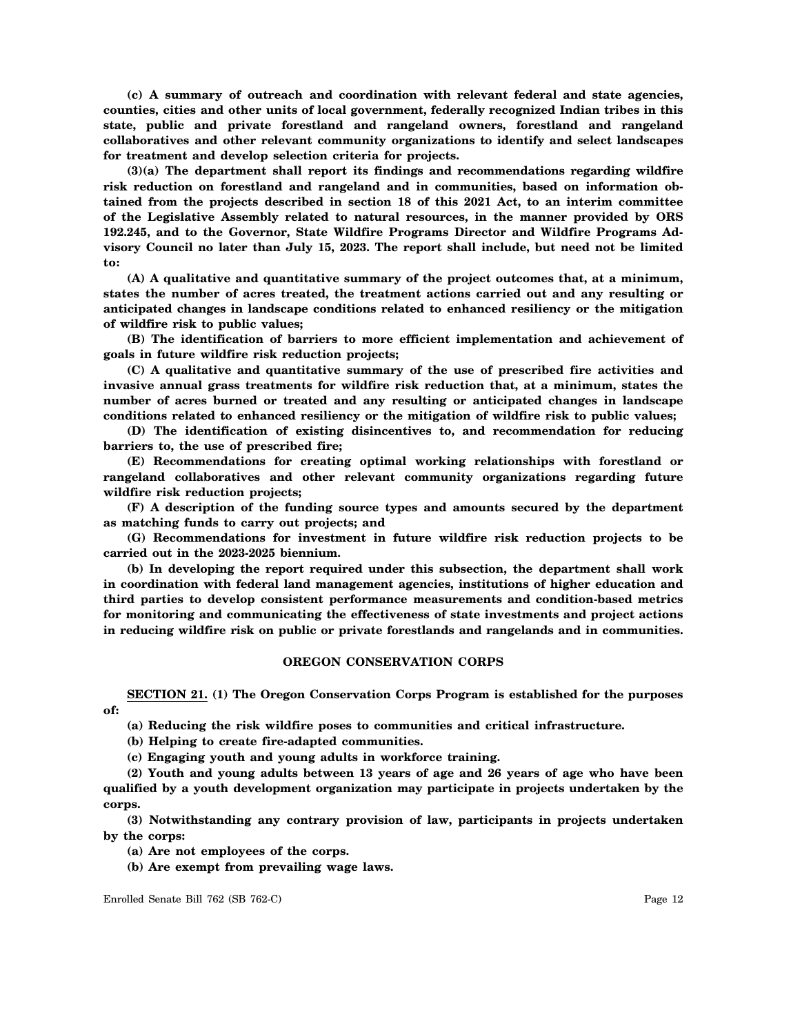**(c) A summary of outreach and coordination with relevant federal and state agencies, counties, cities and other units of local government, federally recognized Indian tribes in this state, public and private forestland and rangeland owners, forestland and rangeland collaboratives and other relevant community organizations to identify and select landscapes for treatment and develop selection criteria for projects.**

**(3)(a) The department shall report its findings and recommendations regarding wildfire risk reduction on forestland and rangeland and in communities, based on information obtained from the projects described in section 18 of this 2021 Act, to an interim committee of the Legislative Assembly related to natural resources, in the manner provided by ORS 192.245, and to the Governor, State Wildfire Programs Director and Wildfire Programs Advisory Council no later than July 15, 2023. The report shall include, but need not be limited to:**

**(A) A qualitative and quantitative summary of the project outcomes that, at a minimum, states the number of acres treated, the treatment actions carried out and any resulting or anticipated changes in landscape conditions related to enhanced resiliency or the mitigation of wildfire risk to public values;**

**(B) The identification of barriers to more efficient implementation and achievement of goals in future wildfire risk reduction projects;**

**(C) A qualitative and quantitative summary of the use of prescribed fire activities and invasive annual grass treatments for wildfire risk reduction that, at a minimum, states the number of acres burned or treated and any resulting or anticipated changes in landscape conditions related to enhanced resiliency or the mitigation of wildfire risk to public values;**

**(D) The identification of existing disincentives to, and recommendation for reducing barriers to, the use of prescribed fire;**

**(E) Recommendations for creating optimal working relationships with forestland or rangeland collaboratives and other relevant community organizations regarding future wildfire risk reduction projects;**

**(F) A description of the funding source types and amounts secured by the department as matching funds to carry out projects; and**

**(G) Recommendations for investment in future wildfire risk reduction projects to be carried out in the 2023-2025 biennium.**

**(b) In developing the report required under this subsection, the department shall work in coordination with federal land management agencies, institutions of higher education and third parties to develop consistent performance measurements and condition-based metrics for monitoring and communicating the effectiveness of state investments and project actions in reducing wildfire risk on public or private forestlands and rangelands and in communities.**

## OREGON CONSERVATION CORPS

**SECTION 21. (1) The Oregon Conservation Corps Program is established for the purposes of:**

**(a) Reducing the risk wildfire poses to communities and critical infrastructure.**

**(b) Helping to create fire-adapted communities.**

**(c) Engaging youth and young adults in workforce training.**

**(2) Youth and young adults between 13 years of age and 26 years of age who have been qualified by a youth development organization may participate in projects undertaken by the corps.**

**(3) Notwithstanding any contrary provision of law, participants in projects undertaken by the corps:**

**(a) Are not employees of the corps.**

**(b) Are exempt from prevailing wage laws.**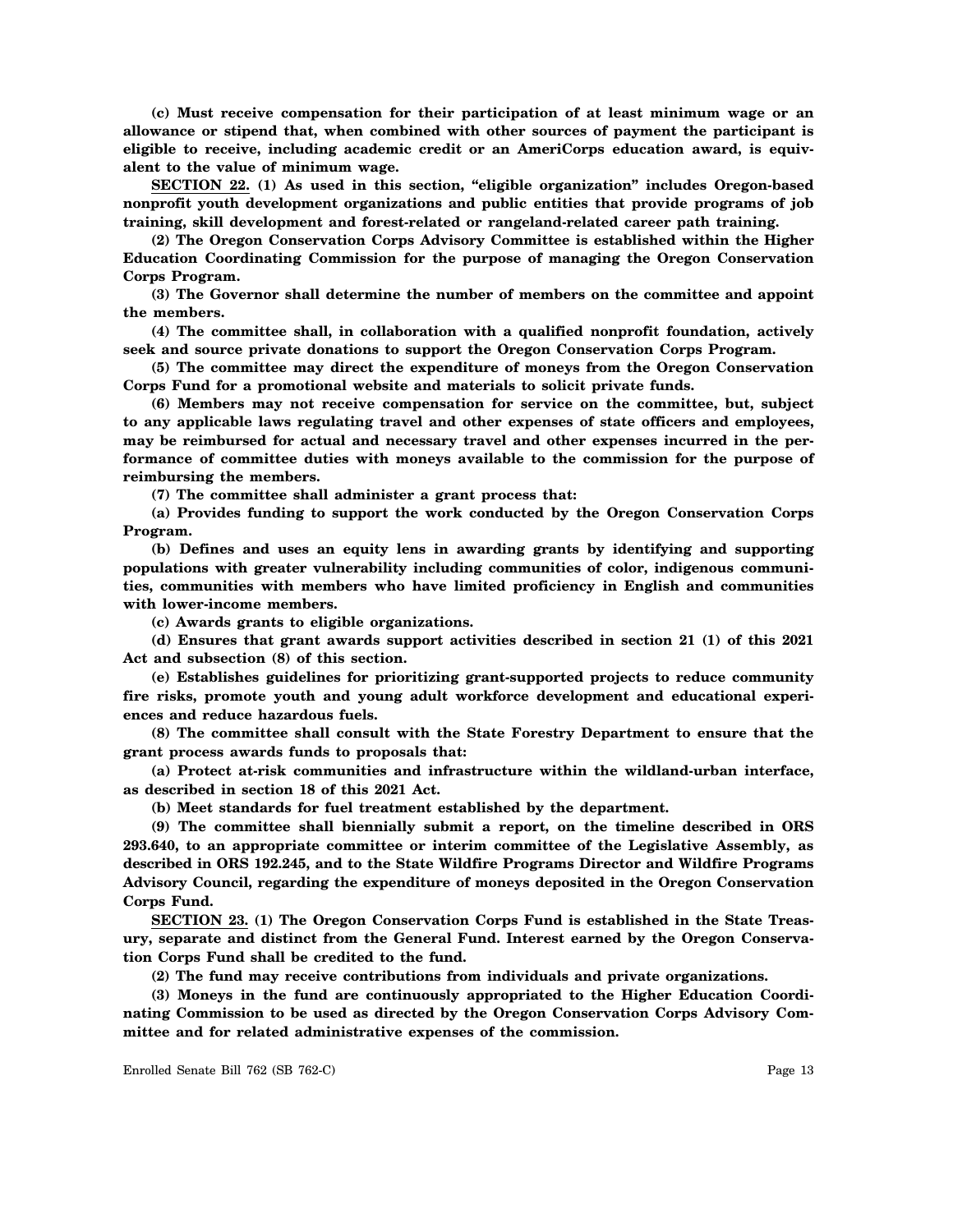**(c) Must receive compensation for their participation of at least minimum wage or an allowance or stipend that, when combined with other sources of payment the participant is eligible to receive, including academic credit or an AmeriCorps education award, is equivalent to the value of minimum wage.**

**SECTION 22. (1) As used in this section, "eligible organization" includes Oregon-based nonprofit youth development organizations and public entities that provide programs of job training, skill development and forest-related or rangeland-related career path training.**

**(2) The Oregon Conservation Corps Advisory Committee is established within the Higher Education Coordinating Commission for the purpose of managing the Oregon Conservation Corps Program.**

**(3) The Governor shall determine the number of members on the committee and appoint the members.**

**(4) The committee shall, in collaboration with a qualified nonprofit foundation, actively seek and source private donations to support the Oregon Conservation Corps Program.**

**(5) The committee may direct the expenditure of moneys from the Oregon Conservation Corps Fund for a promotional website and materials to solicit private funds.**

**(6) Members may not receive compensation for service on the committee, but, subject to any applicable laws regulating travel and other expenses of state officers and employees, may be reimbursed for actual and necessary travel and other expenses incurred in the performance of committee duties with moneys available to the commission for the purpose of reimbursing the members.**

**(7) The committee shall administer a grant process that:**

**(a) Provides funding to support the work conducted by the Oregon Conservation Corps Program.**

**(b) Defines and uses an equity lens in awarding grants by identifying and supporting populations with greater vulnerability including communities of color, indigenous communities, communities with members who have limited proficiency in English and communities with lower-income members.**

**(c) Awards grants to eligible organizations.**

**(d) Ensures that grant awards support activities described in section 21 (1) of this 2021 Act and subsection (8) of this section.**

**(e) Establishes guidelines for prioritizing grant-supported projects to reduce community fire risks, promote youth and young adult workforce development and educational experiences and reduce hazardous fuels.**

**(8) The committee shall consult with the State Forestry Department to ensure that the grant process awards funds to proposals that:**

**(a) Protect at-risk communities and infrastructure within the wildland-urban interface, as described in section 18 of this 2021 Act.**

**(b) Meet standards for fuel treatment established by the department.**

**(9) The committee shall biennially submit a report, on the timeline described in ORS 293.640, to an appropriate committee or interim committee of the Legislative Assembly, as described in ORS 192.245, and to the State Wildfire Programs Director and Wildfire Programs Advisory Council, regarding the expenditure of moneys deposited in the Oregon Conservation Corps Fund.**

**SECTION 23. (1) The Oregon Conservation Corps Fund is established in the State Treasury, separate and distinct from the General Fund. Interest earned by the Oregon Conservation Corps Fund shall be credited to the fund.**

**(2) The fund may receive contributions from individuals and private organizations.**

**(3) Moneys in the fund are continuously appropriated to the Higher Education Coordinating Commission to be used as directed by the Oregon Conservation Corps Advisory Committee and for related administrative expenses of the commission.**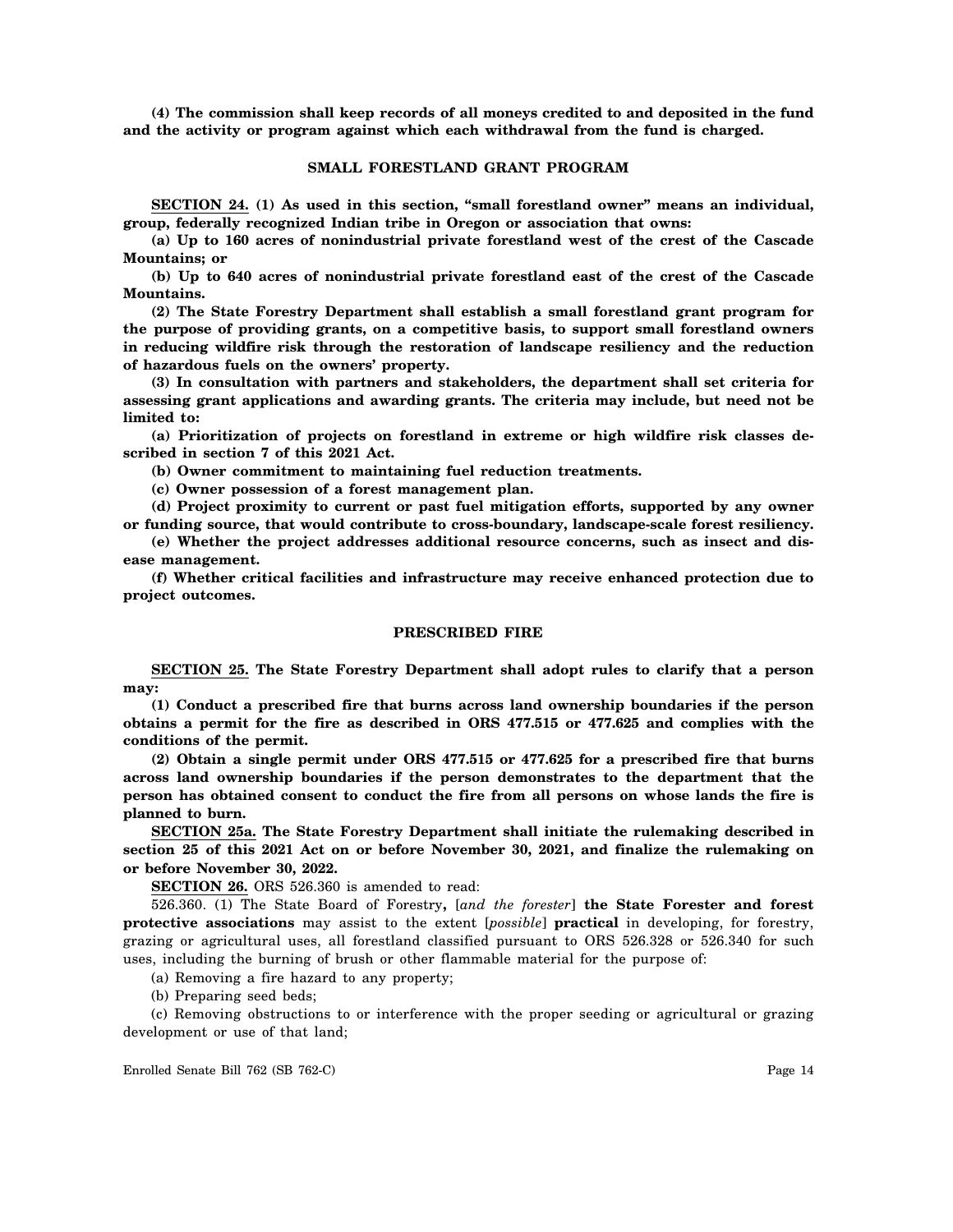**(4) The commission shall keep records of all moneys credited to and deposited in the fund and the activity or program against which each withdrawal from the fund is charged.**

**SMALL FORESTLAND GRANT PROGRAM**

**SECTION 24. (1) As used in this section, "small forestland owner" means an individual, group, federally recognized Indian tribe in Oregon or association that owns:**

**(a) Up to 160 acres of nonindustrial private forestland west of the crest of the Cascade Mountains; or**

**(b) Up to 640 acres of nonindustrial private forestland east of the crest of the Cascade Mountains.**

**(2) The State Forestry Department shall establish a small forestland grant program for the purpose of providing grants, on a competitive basis, to support small forestland owners in reducing wildfire risk through the restoration of landscape resiliency and the reduction of hazardous fuels on the owners' property.**

**(3) In consultation with partners and stakeholders, the department shall set criteria for assessing grant applications and awarding grants. The criteria may include, but need not be limited to:**

**(a) Prioritization of projects on forestland in extreme or high wildfire risk classes described in section 7 of this 2021 Act.**

**(b) Owner commitment to maintaining fuel reduction treatments.**

**(c) Owner possession of a forest management plan.**

**(d) Project proximity to current or past fuel mitigation efforts, supported by any owner or funding source, that would contribute to cross-boundary, landscape-scale forest resiliency.**

**(e) Whether the project addresses additional resource concerns, such as insect and disease management.**

**(f) Whether critical facilities and infrastructure may receive enhanced protection due to project outcomes.**

**PRESCRIBED FIRE**

**SECTION 25. The State Forestry Department shall adopt rules to clarify that a person may:**

**(1) Conduct a prescribed fire that burns across land ownership boundaries if the person obtains a permit for the fire as described in ORS 477.515 or 477.625 and complies with the conditions of the permit.**

**(2) Obtain a single permit under ORS 477.515 or 477.625 for a prescribed fire that burns across land ownership boundaries if the person demonstrates to the department that the person has obtained consent to conduct the fire from all persons on whose lands the fire is planned to burn.**

**SECTION 25a. The State Forestry Department shall initiate the rulemaking described in section 25 of this 2021 Act on or before November 30, 2021, and finalize the rulemaking on or before November 30, 2022.**

**SECTION 26.** ORS 526.360 is amended to read:

526.360. (1) The State Board of Forestry**,** [*and the forester*] **the State Forester and forest protective associations** may assist to the extent [*possible*] **practical** in developing, for forestry, grazing or agricultural uses, all forestland classified pursuant to ORS 526.328 or 526.340 for such uses, including the burning of brush or other flammable material for the purpose of:

(a) Removing a fire hazard to any property;

(b) Preparing seed beds;

(c) Removing obstructions to or interference with the proper seeding or agricultural or grazing development or use of that land;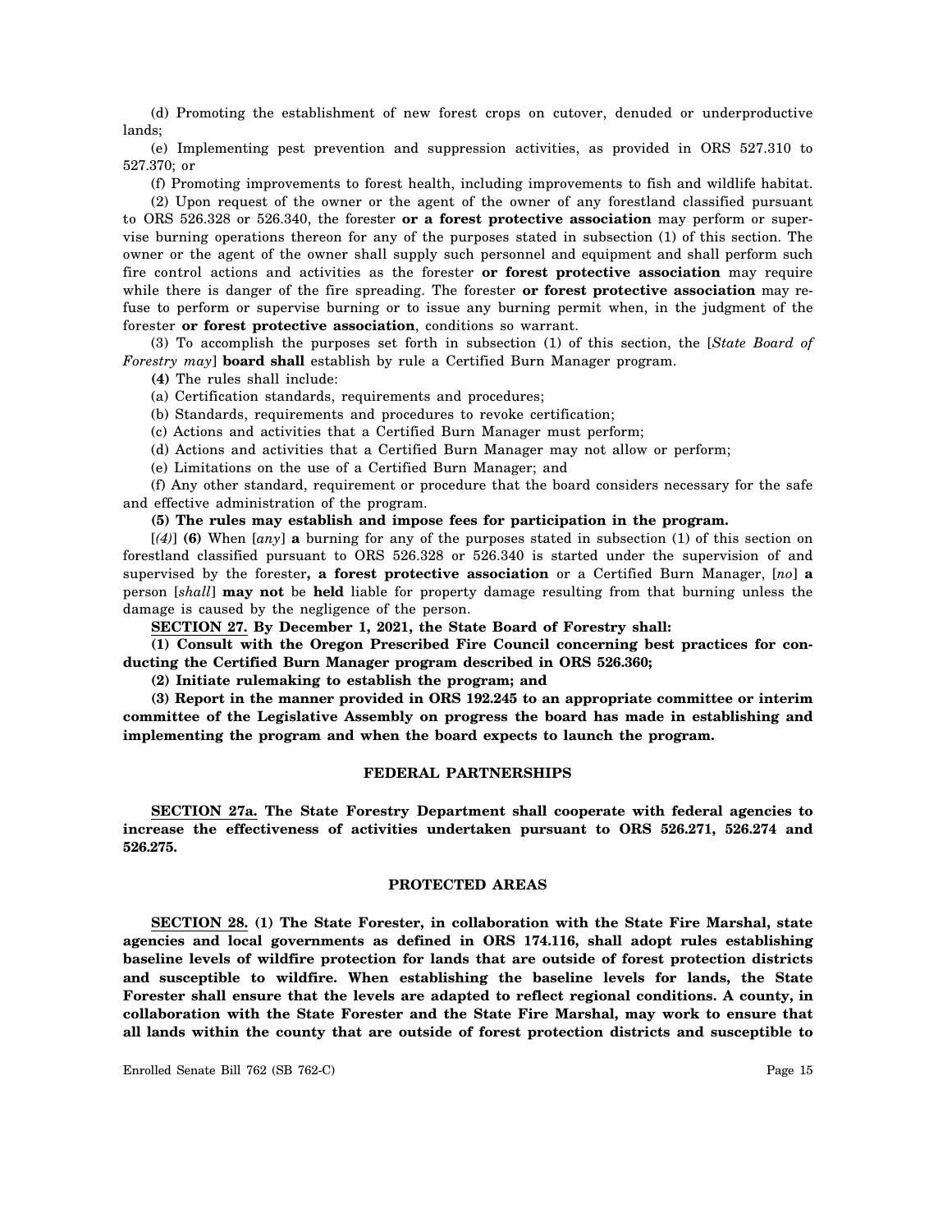(d) Promoting the establishment of new forest crops on cutover, denuded or underproductive lands;

(e) Implementing pest prevention and suppression activities, as provided in ORS 527.310 to 527.370; or

(f) Promoting improvements to forest health, including improvements to fish and wildlife habitat.

(2) Upon request of the owner or the agent of the owner of any forestland classified pursuant to ORS 526.328 or 526.340, the forester **or a forest protective association** may perform or supervise burning operations thereon for any of the purposes stated in subsection (1) of this section. The owner or the agent of the owner shall supply such personnel and equipment and shall perform such fire control actions and activities as the forester **or forest protective association** may require while there is danger of the fire spreading. The forester **or forest protective association** may refuse to perform or supervise burning or to issue any burning permit when, in the judgment of the forester **or forest protective association**, conditions so warrant.

(3) To accomplish the purposes set forth in subsection (1) of this section, the [*State Board of Forestry may*] **board shall** establish by rule a Certified Burn Manager program.

**(4)** The rules shall include:

(a) Certification standards, requirements and procedures;

(b) Standards, requirements and procedures to revoke certification;

(c) Actions and activities that a Certified Burn Manager must perform;

(d) Actions and activities that a Certified Burn Manager may not allow or perform;

(e) Limitations on the use of a Certified Burn Manager; and

(f) Any other standard, requirement or procedure that the board considers necessary for the safe and effective administration of the program.

**(5) The rules may establish and impose fees for participation in the program.**

[*(4)*] **(6)** When [*any*] **a** burning for any of the purposes stated in subsection (1) of this section on forestland classified pursuant to ORS 526.328 or 526.340 is started under the supervision of and supervised by the forester**, a forest protective association** or a Certified Burn Manager, [*no*] **a** person [*shall*] **may not** be **held** liable for property damage resulting from that burning unless the damage is caused by the negligence of the person.

**SECTION 27. By December 1, 2021, the State Board of Forestry shall:**

**(1) Consult with the Oregon Prescribed Fire Council concerning best practices for conducting the Certified Burn Manager program described in ORS 526.360;**

**(2) Initiate rulemaking to establish the program; and**

**(3) Report in the manner provided in ORS 192.245 to an appropriate committee or interim committee of the Legislative Assembly on progress the board has made in establishing and implementing the program and when the board expects to launch the program.**

## FEDERAL PARTNERSHIPS

**SECTION 27a. The State Forestry Department shall cooperate with federal agencies to increase the effectiveness of activities undertaken pursuant to ORS 526.271, 526.274 and 526.275.**

## PROTECTED AREAS

**SECTION 28. (1) The State Forester, in collaboration with the State Fire Marshal, state agencies and local governments as defined in ORS 174.116, shall adopt rules establishing baseline levels of wildfire protection for lands that are outside of forest protection districts and susceptible to wildfire. When establishing the baseline levels for lands, the State Forester shall ensure that the levels are adapted to reflect regional conditions. A county, in collaboration with the State Forester and the State Fire Marshal, may work to ensure that all lands within the county that are outside of forest protection districts and susceptible to**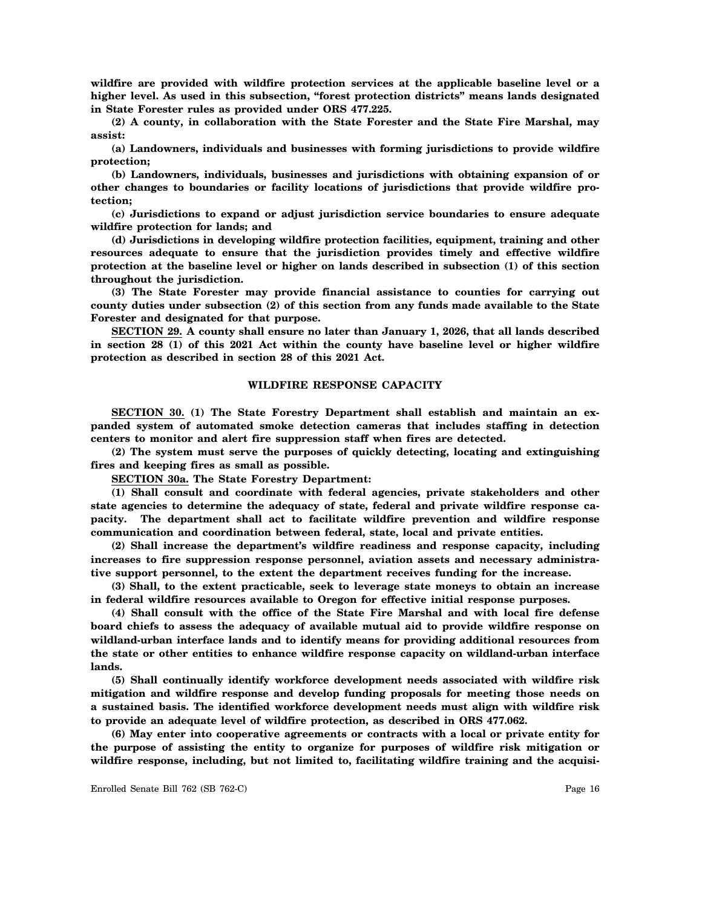**wildfire are provided with wildfire protection services at the applicable baseline level or a higher level. As used in this subsection, "forest protection districts" means lands designated in State Forester rules as provided under ORS 477.225.**

**(2) A county, in collaboration with the State Forester and the State Fire Marshal, may assist:**

**(a) Landowners, individuals and businesses with forming jurisdictions to provide wildfire protection;**

**(b) Landowners, individuals, businesses and jurisdictions with obtaining expansion of or other changes to boundaries or facility locations of jurisdictions that provide wildfire protection;**

**(c) Jurisdictions to expand or adjust jurisdiction service boundaries to ensure adequate wildfire protection for lands; and**

**(d) Jurisdictions in developing wildfire protection facilities, equipment, training and other resources adequate to ensure that the jurisdiction provides timely and effective wildfire protection at the baseline level or higher on lands described in subsection (1) of this section throughout the jurisdiction.**

**(3) The State Forester may provide financial assistance to counties for carrying out county duties under subsection (2) of this section from any funds made available to the State Forester and designated for that purpose.**

**SECTION 29. A county shall ensure no later than January 1, 2026, that all lands described in section 28 (1) of this 2021 Act within the county have baseline level or higher wildfire protection as described in section 28 of this 2021 Act.**

## WILDFIRE RESPONSE CAPACITY

**SECTION 30. (1) The State Forestry Department shall establish and maintain an expanded system of automated smoke detection cameras that includes staffing in detection centers to monitor and alert fire suppression staff when fires are detected.**

**(2) The system must serve the purposes of quickly detecting, locating and extinguishing fires and keeping fires as small as possible.**

**SECTION 30a. The State Forestry Department:**

**(1) Shall consult and coordinate with federal agencies, private stakeholders and other state agencies to determine the adequacy of state, federal and private wildfire response capacity. The department shall act to facilitate wildfire prevention and wildfire response communication and coordination between federal, state, local and private entities.**

**(2) Shall increase the department's wildfire readiness and response capacity, including increases to fire suppression response personnel, aviation assets and necessary administrative support personnel, to the extent the department receives funding for the increase.**

**(3) Shall, to the extent practicable, seek to leverage state moneys to obtain an increase in federal wildfire resources available to Oregon for effective initial response purposes.**

**(4) Shall consult with the office of the State Fire Marshal and with local fire defense board chiefs to assess the adequacy of available mutual aid to provide wildfire response on wildland-urban interface lands and to identify means for providing additional resources from the state or other entities to enhance wildfire response capacity on wildland-urban interface lands.**

**(5) Shall continually identify workforce development needs associated with wildfire risk mitigation and wildfire response and develop funding proposals for meeting those needs on a sustained basis. The identified workforce development needs must align with wildfire risk to provide an adequate level of wildfire protection, as described in ORS 477.062.**

**(6) May enter into cooperative agreements or contracts with a local or private entity for the purpose of assisting the entity to organize for purposes of wildfire risk mitigation or wildfire response, including, but not limited to, facilitating wildfire training and the acquisi-**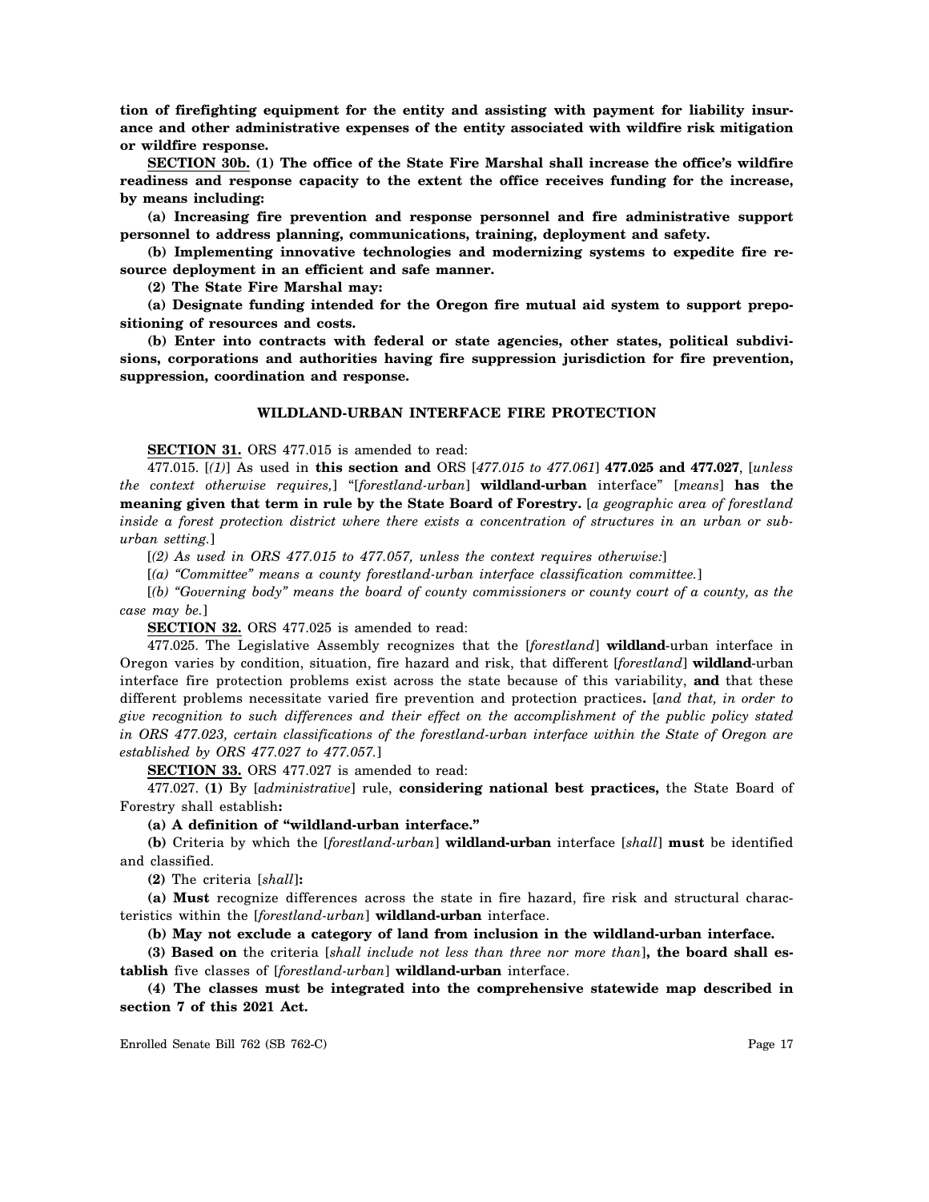**tion of firefighting equipment for the entity and assisting with payment for liability insurance and other administrative expenses of the entity associated with wildfire risk mitigation or wildfire response.**

**SECTION 30b. (1) The office of the State Fire Marshal shall increase the office's wildfire readiness and response capacity to the extent the office receives funding for the increase, by means including:**

**(a) Increasing fire prevention and response personnel and fire administrative support personnel to address planning, communications, training, deployment and safety.**

**(b) Implementing innovative technologies and modernizing systems to expedite fire resource deployment in an efficient and safe manner.**

**(2) The State Fire Marshal may:**

**(a) Designate funding intended for the Oregon fire mutual aid system to support prepositioning of resources and costs.**

**(b) Enter into contracts with federal or state agencies, other states, political subdivisions, corporations and authorities having fire suppression jurisdiction for fire prevention, suppression, coordination and response.**

## WILDLAND-URBAN INTERFACE FIRE PROTECTION

**SECTION 31.** ORS 477.015 is amended to read:

477.015. [*(1)*] As used in **this section and** ORS [*477.015 to 477.061*] **477.025 and 477.027**, [*unless the context otherwise requires,*] "[*forestland-urban*] **wildland-urban** interface" [*means*] **has the meaning given that term in rule by the State Board of Forestry.** [*a geographic area of forestland inside a forest protection district where there exists a concentration of structures in an urban or suburban setting.*]

[*(2) As used in ORS 477.015 to 477.057, unless the context requires otherwise:*]

[*(a) "Committee" means a county forestland-urban interface classification committee.*]

[*(b) "Governing body" means the board of county commissioners or county court of a county, as the case may be.*]

**SECTION 32.** ORS 477.025 is amended to read:

477.025. The Legislative Assembly recognizes that the [*forestland*] **wildland**-urban interface in Oregon varies by condition, situation, fire hazard and risk, that different [*forestland*] **wildland**-urban interface fire protection problems exist across the state because of this variability, **and** that these different problems necessitate varied fire prevention and protection practices**.** [*and that, in order to give recognition to such differences and their effect on the accomplishment of the public policy stated in ORS 477.023, certain classifications of the forestland-urban interface within the State of Oregon are established by ORS 477.027 to 477.057.*]

**SECTION 33.** ORS 477.027 is amended to read:

477.027. **(1)** By [*administrative*] rule, **considering national best practices,** the State Board of Forestry shall establish**:**

**(a) A definition of "wildland-urban interface."**

**(b)** Criteria by which the [*forestland-urban*] **wildland-urban** interface [*shall*] **must** be identified and classified.

**(2)** The criteria [*shall*]**:**

**(a) Must** recognize differences across the state in fire hazard, fire risk and structural characteristics within the [*forestland-urban*] **wildland-urban** interface.

**(b) May not exclude a category of land from inclusion in the wildland-urban interface.**

**(3) Based on** the criteria [*shall include not less than three nor more than*]**, the board shall establish** five classes of [*forestland-urban*] **wildland-urban** interface.

**(4) The classes must be integrated into the comprehensive statewide map described in section 7 of this 2021 Act.**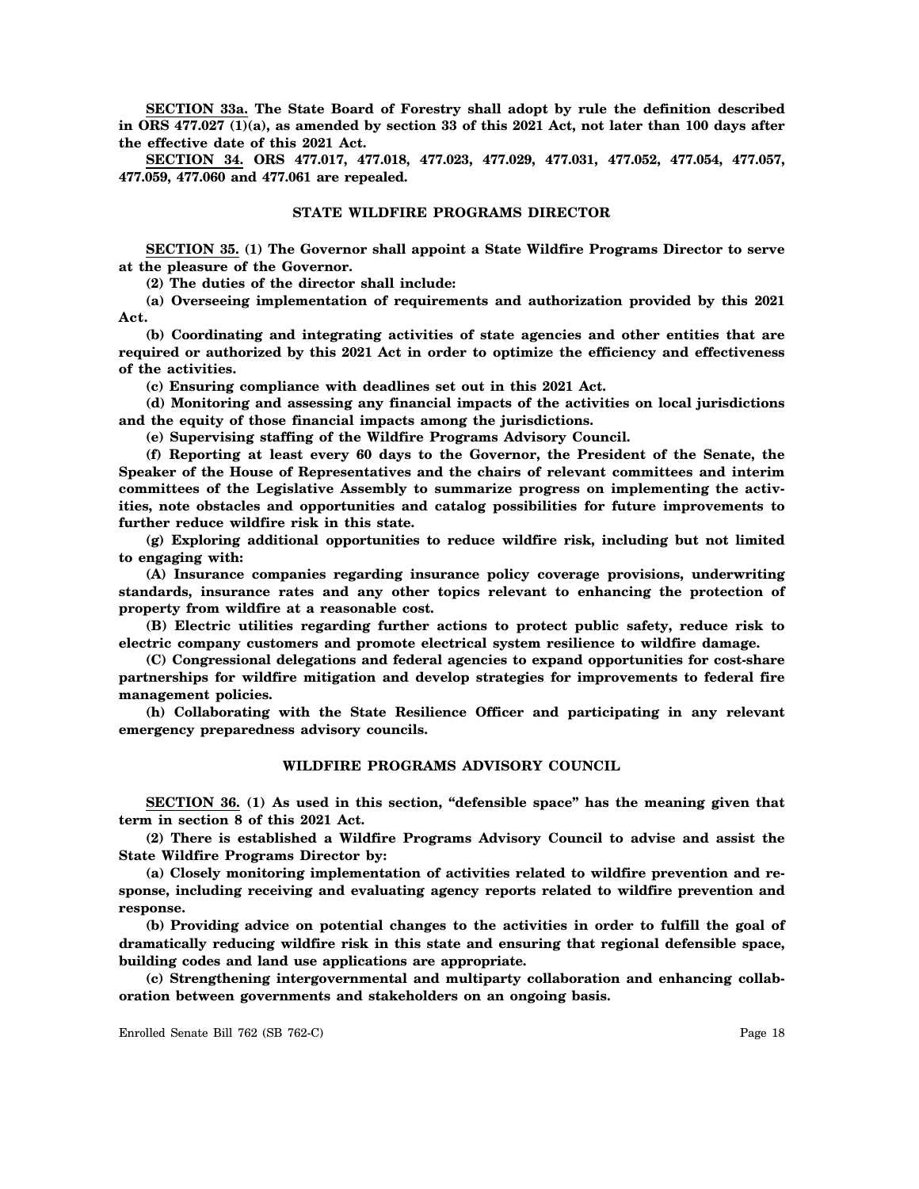**<u>SECTION 33a.</u> The State Board of Forestry shall adopt by rule the definition described in ORS 477.027 (1)(a), as amended by section 33 of this 2021 Act, not later than 100 days after the effective date of this 2021 Act.**

**<u>SECTION 34.</u> ORS 477.017, 477.018, 477.023, 477.029, 477.031, 477.052, 477.054, 477.057, 477.059, 477.060 and 477.061 are repealed.**

## STATE WILDFIRE PROGRAMS DIRECTOR

**<u>SECTION 35.</u> (1) The Governor shall appoint a State Wildfire Programs Director to serve at the pleasure of the Governor.**

**(2) The duties of the director shall include:**

**(a) Overseeing implementation of requirements and authorization provided by this 2021 Act.**

**(b) Coordinating and integrating activities of state agencies and other entities that are required or authorized by this 2021 Act in order to optimize the efficiency and effectiveness of the activities.**

**(c) Ensuring compliance with deadlines set out in this 2021 Act.**

**(d) Monitoring and assessing any financial impacts of the activities on local jurisdictions and the equity of those financial impacts among the jurisdictions.**

**(e) Supervising staffing of the Wildfire Programs Advisory Council.**

**(f) Reporting at least every 60 days to the Governor, the President of the Senate, the Speaker of the House of Representatives and the chairs of relevant committees and interim committees of the Legislative Assembly to summarize progress on implementing the activities, note obstacles and opportunities and catalog possibilities for future improvements to further reduce wildfire risk in this state.**

**(g) Exploring additional opportunities to reduce wildfire risk, including but not limited to engaging with:**

**(A) Insurance companies regarding insurance policy coverage provisions, underwriting standards, insurance rates and any other topics relevant to enhancing the protection of property from wildfire at a reasonable cost.**

**(B) Electric utilities regarding further actions to protect public safety, reduce risk to electric company customers and promote electrical system resilience to wildfire damage.**

**(C) Congressional delegations and federal agencies to expand opportunities for cost-share partnerships for wildfire mitigation and develop strategies for improvements to federal fire management policies.**

**(h) Collaborating with the State Resilience Officer and participating in any relevant emergency preparedness advisory councils.**

## WILDFIRE PROGRAMS ADVISORY COUNCIL

**<u>SECTION 36.</u> (1) As used in this section, "defensible space" has the meaning given that term in section 8 of this 2021 Act.**

**(2) There is established a Wildfire Programs Advisory Council to advise and assist the State Wildfire Programs Director by:**

**(a) Closely monitoring implementation of activities related to wildfire prevention and response, including receiving and evaluating agency reports related to wildfire prevention and response.**

**(b) Providing advice on potential changes to the activities in order to fulfill the goal of dramatically reducing wildfire risk in this state and ensuring that regional defensible space, building codes and land use applications are appropriate.**

**(c) Strengthening intergovernmental and multiparty collaboration and enhancing collaboration between governments and stakeholders on an ongoing basis.**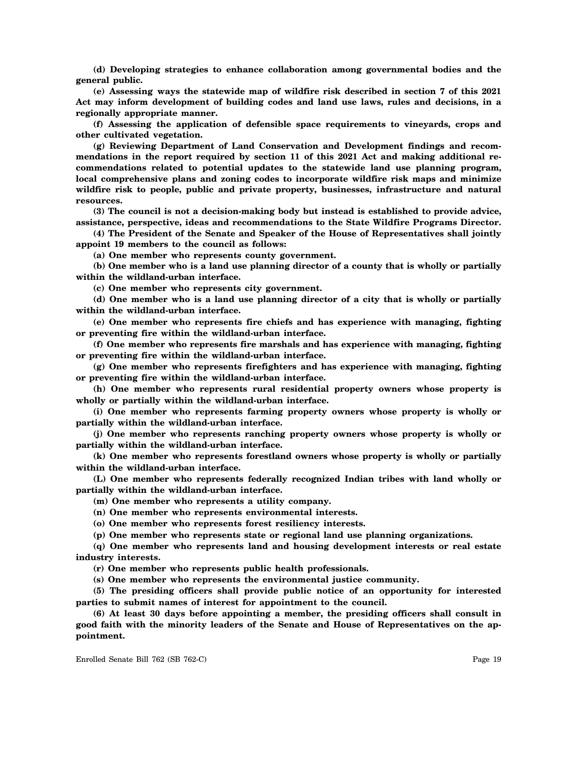**(d) Developing strategies to enhance collaboration among governmental bodies and the general public.**

**(e) Assessing ways the statewide map of wildfire risk described in section 7 of this 2021 Act may inform development of building codes and land use laws, rules and decisions, in a regionally appropriate manner.**

**(f) Assessing the application of defensible space requirements to vineyards, crops and other cultivated vegetation.**

**(g) Reviewing Department of Land Conservation and Development findings and recommendations in the report required by section 11 of this 2021 Act and making additional recommendations related to potential updates to the statewide land use planning program, local comprehensive plans and zoning codes to incorporate wildfire risk maps and minimize wildfire risk to people, public and private property, businesses, infrastructure and natural resources.**

**(3) The council is not a decision-making body but instead is established to provide advice, assistance, perspective, ideas and recommendations to the State Wildfire Programs Director.**

**(4) The President of the Senate and Speaker of the House of Representatives shall jointly appoint 19 members to the council as follows:**

**(a) One member who represents county government.**

**(b) One member who is a land use planning director of a county that is wholly or partially within the wildland-urban interface.**

**(c) One member who represents city government.**

**(d) One member who is a land use planning director of a city that is wholly or partially within the wildland-urban interface.**

**(e) One member who represents fire chiefs and has experience with managing, fighting or preventing fire within the wildland-urban interface.**

**(f) One member who represents fire marshals and has experience with managing, fighting or preventing fire within the wildland-urban interface.**

**(g) One member who represents firefighters and has experience with managing, fighting or preventing fire within the wildland-urban interface.**

**(h) One member who represents rural residential property owners whose property is wholly or partially within the wildland-urban interface.**

**(i) One member who represents farming property owners whose property is wholly or partially within the wildland-urban interface.**

**(j) One member who represents ranching property owners whose property is wholly or partially within the wildland-urban interface.**

**(k) One member who represents forestland owners whose property is wholly or partially within the wildland-urban interface.**

**(L) One member who represents federally recognized Indian tribes with land wholly or partially within the wildland-urban interface.**

**(m) One member who represents a utility company.**

**(n) One member who represents environmental interests.**

**(o) One member who represents forest resiliency interests.**

**(p) One member who represents state or regional land use planning organizations.**

**(q) One member who represents land and housing development interests or real estate industry interests.**

**(r) One member who represents public health professionals.**

**(s) One member who represents the environmental justice community.**

**(5) The presiding officers shall provide public notice of an opportunity for interested parties to submit names of interest for appointment to the council.**

**(6) At least 30 days before appointing a member, the presiding officers shall consult in good faith with the minority leaders of the Senate and House of Representatives on the appointment.**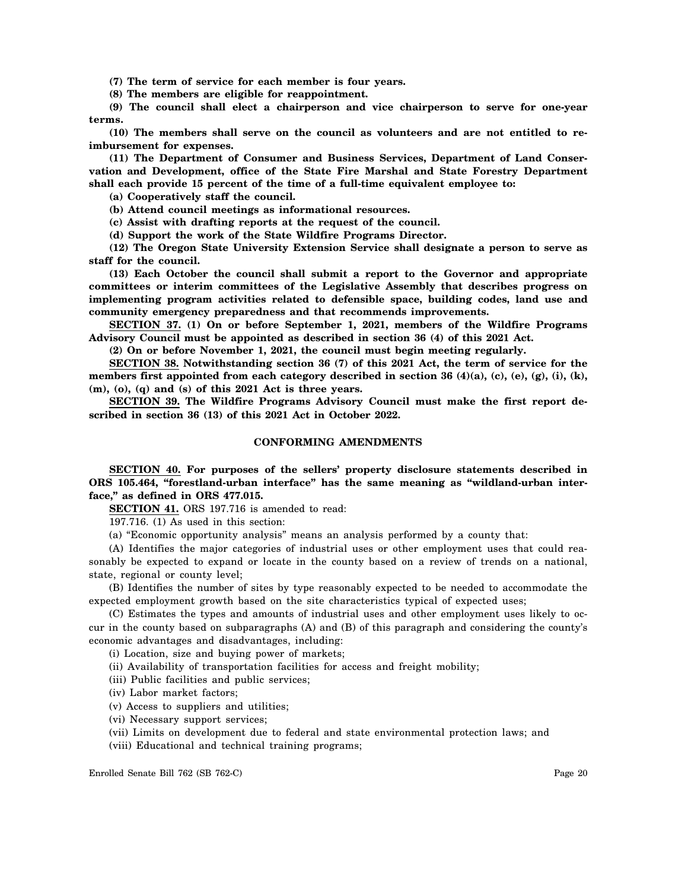**(7) The term of service for each member is four years.**

**(8) The members are eligible for reappointment.**

**(9) The council shall elect a chairperson and vice chairperson to serve for one-year terms.**

**(10) The members shall serve on the council as volunteers and are not entitled to reimbursement for expenses.**

**(11) The Department of Consumer and Business Services, Department of Land Conservation and Development, office of the State Fire Marshal and State Forestry Department shall each provide 15 percent of the time of a full-time equivalent employee to:**

**(a) Cooperatively staff the council.**

**(b) Attend council meetings as informational resources.**

**(c) Assist with drafting reports at the request of the council.**

**(d) Support the work of the State Wildfire Programs Director.**

**(12) The Oregon State University Extension Service shall designate a person to serve as staff for the council.**

**(13) Each October the council shall submit a report to the Governor and appropriate committees or interim committees of the Legislative Assembly that describes progress on implementing program activities related to defensible space, building codes, land use and community emergency preparedness and that recommends improvements.**

**SECTION 37. (1) On or before September 1, 2021, members of the Wildfire Programs Advisory Council must be appointed as described in section 36 (4) of this 2021 Act.**

**(2) On or before November 1, 2021, the council must begin meeting regularly.**

**SECTION 38. Notwithstanding section 36 (7) of this 2021 Act, the term of service for the members first appointed from each category described in section 36 (4)(a), (c), (e), (g), (i), (k), (m), (o), (q) and (s) of this 2021 Act is three years.**

**SECTION 39. The Wildfire Programs Advisory Council must make the first report described in section 36 (13) of this 2021 Act in October 2022.**

## CONFORMING AMENDMENTS

**SECTION 40. For purposes of the sellers' property disclosure statements described in ORS 105.464, "forestland-urban interface" has the same meaning as "wildland-urban interface," as defined in ORS 477.015.**

**SECTION 41.** ORS 197.716 is amended to read:

197.716. (1) As used in this section:

(a) "Economic opportunity analysis" means an analysis performed by a county that:

(A) Identifies the major categories of industrial uses or other employment uses that could reasonably be expected to expand or locate in the county based on a review of trends on a national, state, regional or county level;

(B) Identifies the number of sites by type reasonably expected to be needed to accommodate the expected employment growth based on the site characteristics typical of expected uses;

(C) Estimates the types and amounts of industrial uses and other employment uses likely to occur in the county based on subparagraphs (A) and (B) of this paragraph and considering the county's economic advantages and disadvantages, including:

(i) Location, size and buying power of markets;

(ii) Availability of transportation facilities for access and freight mobility;

(iii) Public facilities and public services;

(iv) Labor market factors;

(v) Access to suppliers and utilities;

(vi) Necessary support services;

(vii) Limits on development due to federal and state environmental protection laws; and

(viii) Educational and technical training programs;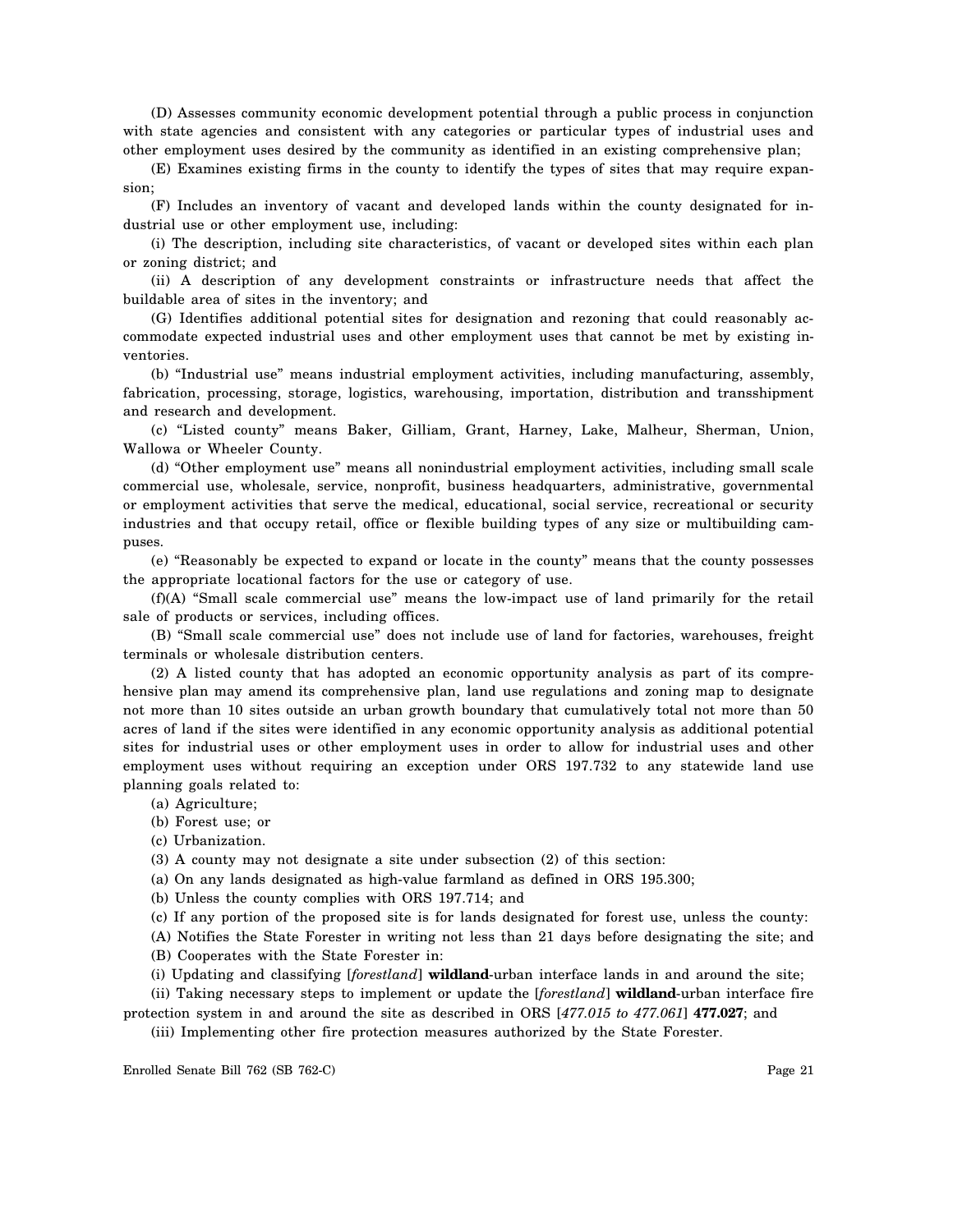(D) Assesses community economic development potential through a public process in conjunction with state agencies and consistent with any categories or particular types of industrial uses and other employment uses desired by the community as identified in an existing comprehensive plan;

(E) Examines existing firms in the county to identify the types of sites that may require expansion;

(F) Includes an inventory of vacant and developed lands within the county designated for industrial use or other employment use, including:

(i) The description, including site characteristics, of vacant or developed sites within each plan or zoning district; and

(ii) A description of any development constraints or infrastructure needs that affect the buildable area of sites in the inventory; and

(G) Identifies additional potential sites for designation and rezoning that could reasonably accommodate expected industrial uses and other employment uses that cannot be met by existing inventories.

(b) "Industrial use" means industrial employment activities, including manufacturing, assembly, fabrication, processing, storage, logistics, warehousing, importation, distribution and transshipment and research and development.

(c) "Listed county" means Baker, Gilliam, Grant, Harney, Lake, Malheur, Sherman, Union, Wallowa or Wheeler County.

(d) "Other employment use" means all nonindustrial employment activities, including small scale commercial use, wholesale, service, nonprofit, business headquarters, administrative, governmental or employment activities that serve the medical, educational, social service, recreational or security industries and that occupy retail, office or flexible building types of any size or multibuilding campuses.

(e) "Reasonably be expected to expand or locate in the county" means that the county possesses the appropriate locational factors for the use or category of use.

(f)(A) "Small scale commercial use" means the low-impact use of land primarily for the retail sale of products or services, including offices.

(B) "Small scale commercial use" does not include use of land for factories, warehouses, freight terminals or wholesale distribution centers.

(2) A listed county that has adopted an economic opportunity analysis as part of its comprehensive plan may amend its comprehensive plan, land use regulations and zoning map to designate not more than 10 sites outside an urban growth boundary that cumulatively total not more than 50 acres of land if the sites were identified in any economic opportunity analysis as additional potential sites for industrial uses or other employment uses in order to allow for industrial uses and other employment uses without requiring an exception under ORS 197.732 to any statewide land use planning goals related to:

(a) Agriculture;

(b) Forest use; or

(c) Urbanization.

(3) A county may not designate a site under subsection (2) of this section:

(a) On any lands designated as high-value farmland as defined in ORS 195.300;

(b) Unless the county complies with ORS 197.714; and

(c) If any portion of the proposed site is for lands designated for forest use, unless the county:

(A) Notifies the State Forester in writing not less than 21 days before designating the site; and

(B) Cooperates with the State Forester in:

(i) Updating and classifying [*forestland*] **wildland**-urban interface lands in and around the site;

(ii) Taking necessary steps to implement or update the [*forestland*] **wildland**-urban interface fire protection system in and around the site as described in ORS [*477.015 to 477.061*] **477.027**; and

(iii) Implementing other fire protection measures authorized by the State Forester.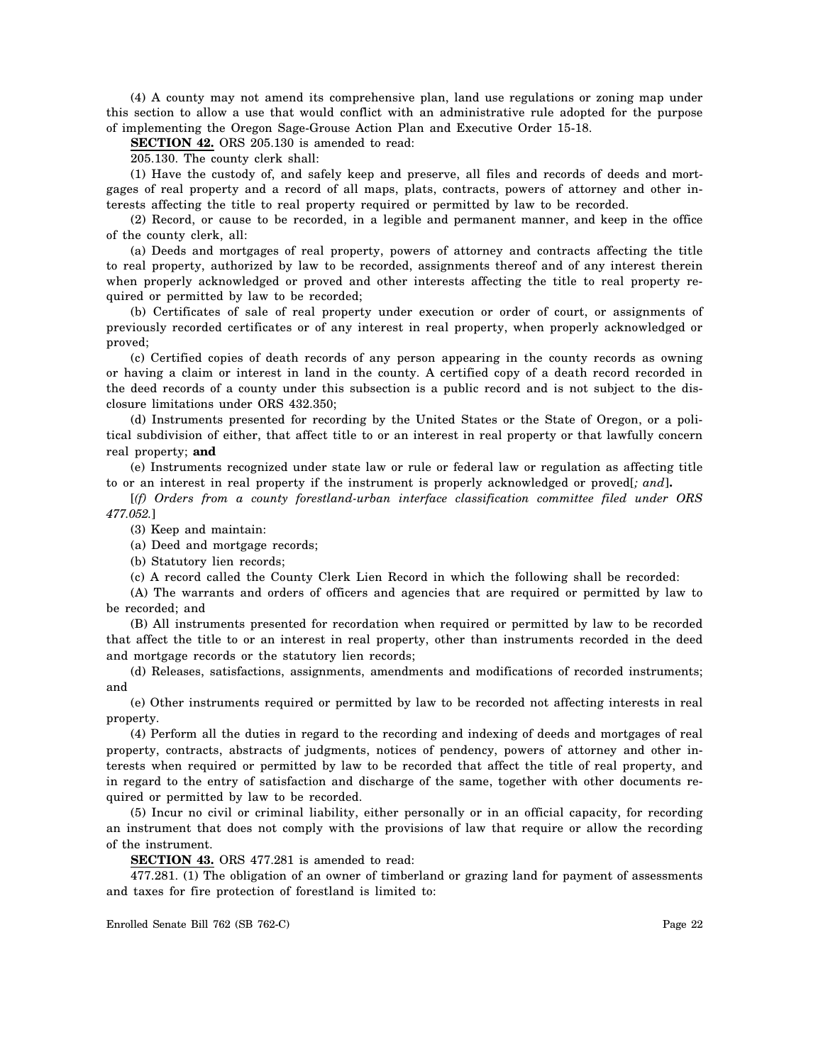(4) A county may not amend its comprehensive plan, land use regulations or zoning map under this section to allow a use that would conflict with an administrative rule adopted for the purpose of implementing the Oregon Sage-Grouse Action Plan and Executive Order 15-18.

**SECTION 42.** ORS 205.130 is amended to read:

205.130. The county clerk shall:

(1) Have the custody of, and safely keep and preserve, all files and records of deeds and mortgages of real property and a record of all maps, plats, contracts, powers of attorney and other interests affecting the title to real property required or permitted by law to be recorded.

(2) Record, or cause to be recorded, in a legible and permanent manner, and keep in the office of the county clerk, all:

(a) Deeds and mortgages of real property, powers of attorney and contracts affecting the title to real property, authorized by law to be recorded, assignments thereof and of any interest therein when properly acknowledged or proved and other interests affecting the title to real property required or permitted by law to be recorded;

(b) Certificates of sale of real property under execution or order of court, or assignments of previously recorded certificates or of any interest in real property, when properly acknowledged or proved;

(c) Certified copies of death records of any person appearing in the county records as owning or having a claim or interest in land in the county. A certified copy of a death record recorded in the deed records of a county under this subsection is a public record and is not subject to the disclosure limitations under ORS 432.350;

(d) Instruments presented for recording by the United States or the State of Oregon, or a political subdivision of either, that affect title to or an interest in real property or that lawfully concern real property; **and**

(e) Instruments recognized under state law or rule or federal law or regulation as affecting title to or an interest in real property if the instrument is properly acknowledged or proved[*; and*]**.**

[*(f) Orders from a county forestland-urban interface classification committee filed under ORS 477.052.*]

(3) Keep and maintain:

(a) Deed and mortgage records;

(b) Statutory lien records;

(c) A record called the County Clerk Lien Record in which the following shall be recorded:

(A) The warrants and orders of officers and agencies that are required or permitted by law to be recorded; and

(B) All instruments presented for recordation when required or permitted by law to be recorded that affect the title to or an interest in real property, other than instruments recorded in the deed and mortgage records or the statutory lien records;

(d) Releases, satisfactions, assignments, amendments and modifications of recorded instruments; and

(e) Other instruments required or permitted by law to be recorded not affecting interests in real property.

(4) Perform all the duties in regard to the recording and indexing of deeds and mortgages of real property, contracts, abstracts of judgments, notices of pendency, powers of attorney and other interests when required or permitted by law to be recorded that affect the title of real property, and in regard to the entry of satisfaction and discharge of the same, together with other documents required or permitted by law to be recorded.

(5) Incur no civil or criminal liability, either personally or in an official capacity, for recording an instrument that does not comply with the provisions of law that require or allow the recording of the instrument.

**SECTION 43.** ORS 477.281 is amended to read:

477.281. (1) The obligation of an owner of timberland or grazing land for payment of assessments and taxes for fire protection of forestland is limited to: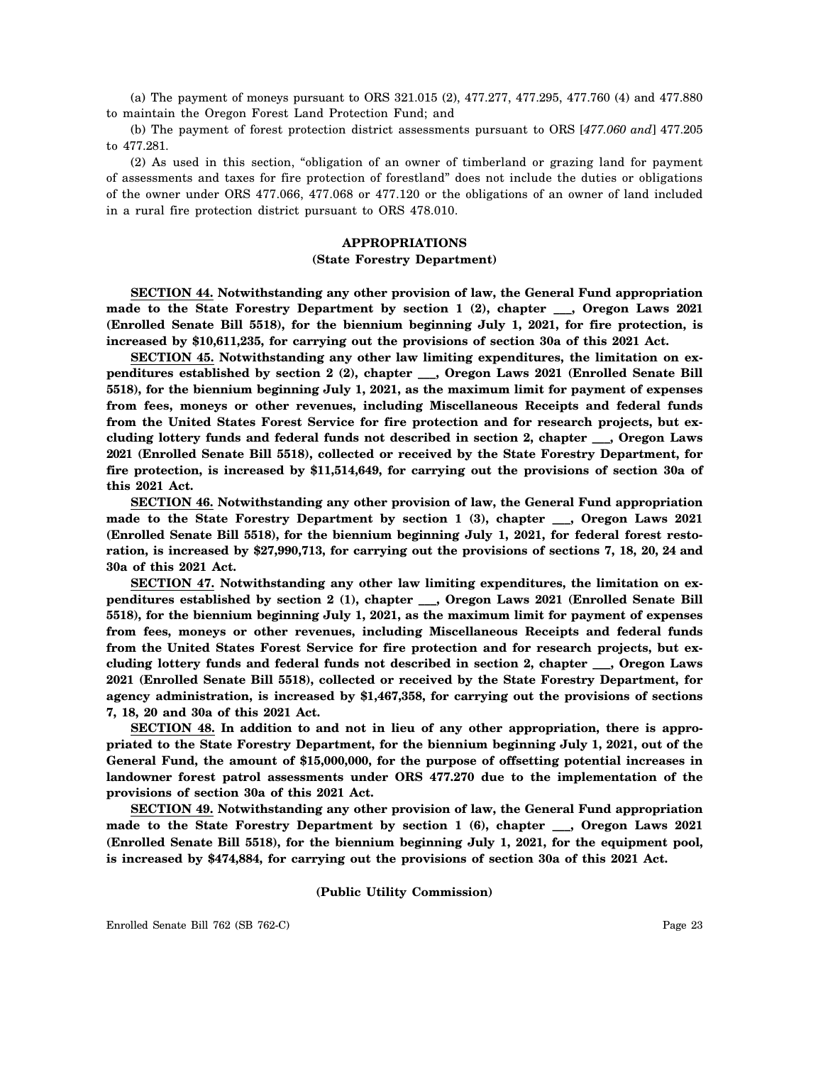(a) The payment of moneys pursuant to ORS 321.015 (2), 477.277, 477.295, 477.760 (4) and 477.880 to maintain the Oregon Forest Land Protection Fund; and

(b) The payment of forest protection district assessments pursuant to ORS [*477.060 and*] 477.205 to 477.281.

(2) As used in this section, "obligation of an owner of timberland or grazing land for payment of assessments and taxes for fire protection of forestland" does not include the duties or obligations of the owner under ORS 477.066, 477.068 or 477.120 or the obligations of an owner of land included in a rural fire protection district pursuant to ORS 478.010.

### APPROPRIATIONS
### (State Forestry Department)

**SECTION 44. Notwithstanding any other provision of law, the General Fund appropriation made to the State Forestry Department by section 1 (2), chapter ___, Oregon Laws 2021 (Enrolled Senate Bill 5518), for the biennium beginning July 1, 2021, for fire protection, is increased by $10,611,235, for carrying out the provisions of section 30a of this 2021 Act.**

**SECTION 45. Notwithstanding any other law limiting expenditures, the limitation on expenditures established by section 2 (2), chapter ___, Oregon Laws 2021 (Enrolled Senate Bill 5518), for the biennium beginning July 1, 2021, as the maximum limit for payment of expenses from fees, moneys or other revenues, including Miscellaneous Receipts and federal funds from the United States Forest Service for fire protection and for research projects, but excluding lottery funds and federal funds not described in section 2, chapter ___, Oregon Laws 2021 (Enrolled Senate Bill 5518), collected or received by the State Forestry Department, for fire protection, is increased by $11,514,649, for carrying out the provisions of section 30a of this 2021 Act.**

**SECTION 46. Notwithstanding any other provision of law, the General Fund appropriation made to the State Forestry Department by section 1 (3), chapter ___, Oregon Laws 2021 (Enrolled Senate Bill 5518), for the biennium beginning July 1, 2021, for federal forest restoration, is increased by $27,990,713, for carrying out the provisions of sections 7, 18, 20, 24 and 30a of this 2021 Act.**

**SECTION 47. Notwithstanding any other law limiting expenditures, the limitation on expenditures established by section 2 (1), chapter ___, Oregon Laws 2021 (Enrolled Senate Bill 5518), for the biennium beginning July 1, 2021, as the maximum limit for payment of expenses from fees, moneys or other revenues, including Miscellaneous Receipts and federal funds from the United States Forest Service for fire protection and for research projects, but excluding lottery funds and federal funds not described in section 2, chapter ___, Oregon Laws 2021 (Enrolled Senate Bill 5518), collected or received by the State Forestry Department, for agency administration, is increased by $1,467,358, for carrying out the provisions of sections 7, 18, 20 and 30a of this 2021 Act.**

**SECTION 48. In addition to and not in lieu of any other appropriation, there is appropriated to the State Forestry Department, for the biennium beginning July 1, 2021, out of the General Fund, the amount of $15,000,000, for the purpose of offsetting potential increases in landowner forest patrol assessments under ORS 477.270 due to the implementation of the provisions of section 30a of this 2021 Act.**

**SECTION 49. Notwithstanding any other provision of law, the General Fund appropriation made to the State Forestry Department by section 1 (6), chapter ___, Oregon Laws 2021 (Enrolled Senate Bill 5518), for the biennium beginning July 1, 2021, for the equipment pool, is increased by $474,884, for carrying out the provisions of section 30a of this 2021 Act.**

### (Public Utility Commission)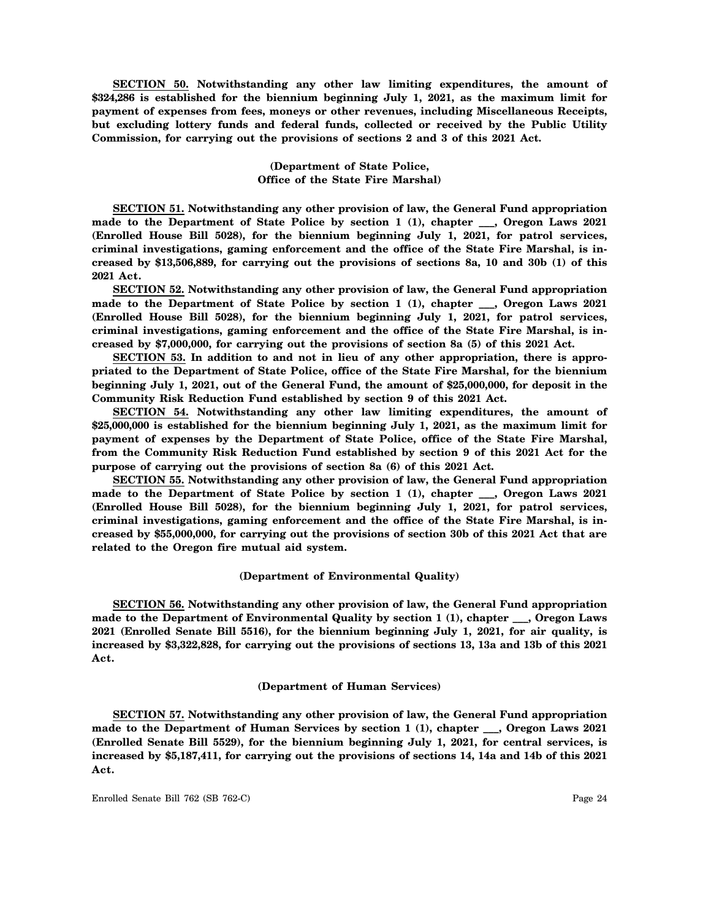**SECTION 50. Notwithstanding any other law limiting expenditures, the amount of $324,286 is established for the biennium beginning July 1, 2021, as the maximum limit for payment of expenses from fees, moneys or other revenues, including Miscellaneous Receipts, but excluding lottery funds and federal funds, collected or received by the Public Utility Commission, for carrying out the provisions of sections 2 and 3 of this 2021 Act.**

**(Department of State Police, Office of the State Fire Marshal)**

**SECTION 51. Notwithstanding any other provision of law, the General Fund appropriation made to the Department of State Police by section 1 (1), chapter ___, Oregon Laws 2021 (Enrolled House Bill 5028), for the biennium beginning July 1, 2021, for patrol services, criminal investigations, gaming enforcement and the office of the State Fire Marshal, is increased by $13,506,889, for carrying out the provisions of sections 8a, 10 and 30b (1) of this 2021 Act.**

**SECTION 52. Notwithstanding any other provision of law, the General Fund appropriation made to the Department of State Police by section 1 (1), chapter ___, Oregon Laws 2021 (Enrolled House Bill 5028), for the biennium beginning July 1, 2021, for patrol services, criminal investigations, gaming enforcement and the office of the State Fire Marshal, is increased by $7,000,000, for carrying out the provisions of section 8a (5) of this 2021 Act.**

**SECTION 53. In addition to and not in lieu of any other appropriation, there is appropriated to the Department of State Police, office of the State Fire Marshal, for the biennium beginning July 1, 2021, out of the General Fund, the amount of $25,000,000, for deposit in the Community Risk Reduction Fund established by section 9 of this 2021 Act.**

**SECTION 54. Notwithstanding any other law limiting expenditures, the amount of $25,000,000 is established for the biennium beginning July 1, 2021, as the maximum limit for payment of expenses by the Department of State Police, office of the State Fire Marshal, from the Community Risk Reduction Fund established by section 9 of this 2021 Act for the purpose of carrying out the provisions of section 8a (6) of this 2021 Act.**

**SECTION 55. Notwithstanding any other provision of law, the General Fund appropriation made to the Department of State Police by section 1 (1), chapter ___, Oregon Laws 2021 (Enrolled House Bill 5028), for the biennium beginning July 1, 2021, for patrol services, criminal investigations, gaming enforcement and the office of the State Fire Marshal, is increased by $55,000,000, for carrying out the provisions of section 30b of this 2021 Act that are related to the Oregon fire mutual aid system.**

**(Department of Environmental Quality)**

**SECTION 56. Notwithstanding any other provision of law, the General Fund appropriation made to the Department of Environmental Quality by section 1 (1), chapter ___, Oregon Laws 2021 (Enrolled Senate Bill 5516), for the biennium beginning July 1, 2021, for air quality, is increased by $3,322,828, for carrying out the provisions of sections 13, 13a and 13b of this 2021 Act.**

**(Department of Human Services)**

**SECTION 57. Notwithstanding any other provision of law, the General Fund appropriation made to the Department of Human Services by section 1 (1), chapter ___, Oregon Laws 2021 (Enrolled Senate Bill 5529), for the biennium beginning July 1, 2021, for central services, is increased by $5,187,411, for carrying out the provisions of sections 14, 14a and 14b of this 2021 Act.**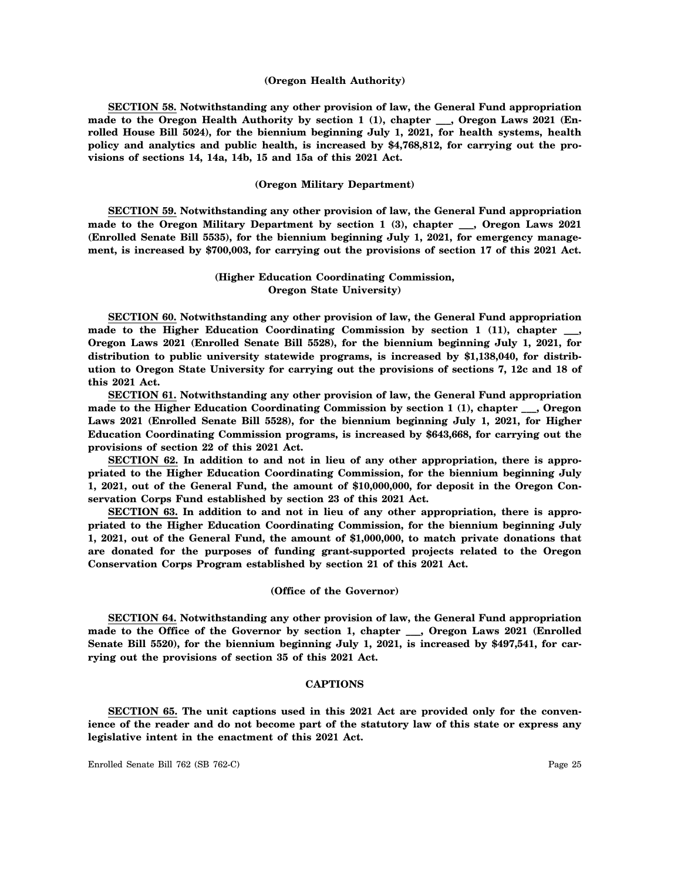**(Oregon Health Authority)**

**SECTION 58. Notwithstanding any other provision of law, the General Fund appropriation made to the Oregon Health Authority by section 1 (1), chapter ___, Oregon Laws 2021 (Enrolled House Bill 5024), for the biennium beginning July 1, 2021, for health systems, health policy and analytics and public health, is increased by $4,768,812, for carrying out the provisions of sections 14, 14a, 14b, 15 and 15a of this 2021 Act.**

**(Oregon Military Department)**

**SECTION 59. Notwithstanding any other provision of law, the General Fund appropriation made to the Oregon Military Department by section 1 (3), chapter ___, Oregon Laws 2021 (Enrolled Senate Bill 5535), for the biennium beginning July 1, 2021, for emergency management, is increased by $700,003, for carrying out the provisions of section 17 of this 2021 Act.**

**(Higher Education Coordinating Commission, Oregon State University)**

**SECTION 60. Notwithstanding any other provision of law, the General Fund appropriation made to the Higher Education Coordinating Commission by section 1 (11), chapter ___, Oregon Laws 2021 (Enrolled Senate Bill 5528), for the biennium beginning July 1, 2021, for distribution to public university statewide programs, is increased by $1,138,040, for distribution to Oregon State University for carrying out the provisions of sections 7, 12c and 18 of this 2021 Act.**

**SECTION 61. Notwithstanding any other provision of law, the General Fund appropriation made to the Higher Education Coordinating Commission by section 1 (1), chapter ___, Oregon Laws 2021 (Enrolled Senate Bill 5528), for the biennium beginning July 1, 2021, for Higher Education Coordinating Commission programs, is increased by $643,668, for carrying out the provisions of section 22 of this 2021 Act.**

**SECTION 62. In addition to and not in lieu of any other appropriation, there is appropriated to the Higher Education Coordinating Commission, for the biennium beginning July 1, 2021, out of the General Fund, the amount of $10,000,000, for deposit in the Oregon Conservation Corps Fund established by section 23 of this 2021 Act.**

**SECTION 63. In addition to and not in lieu of any other appropriation, there is appropriated to the Higher Education Coordinating Commission, for the biennium beginning July 1, 2021, out of the General Fund, the amount of $1,000,000, to match private donations that are donated for the purposes of funding grant-supported projects related to the Oregon Conservation Corps Program established by section 21 of this 2021 Act.**

**(Office of the Governor)**

**SECTION 64. Notwithstanding any other provision of law, the General Fund appropriation made to the Office of the Governor by section 1, chapter ___, Oregon Laws 2021 (Enrolled Senate Bill 5520), for the biennium beginning July 1, 2021, is increased by $497,541, for carrying out the provisions of section 35 of this 2021 Act.**

**CAPTIONS**

**SECTION 65. The unit captions used in this 2021 Act are provided only for the convenience of the reader and do not become part of the statutory law of this state or express any legislative intent in the enactment of this 2021 Act.**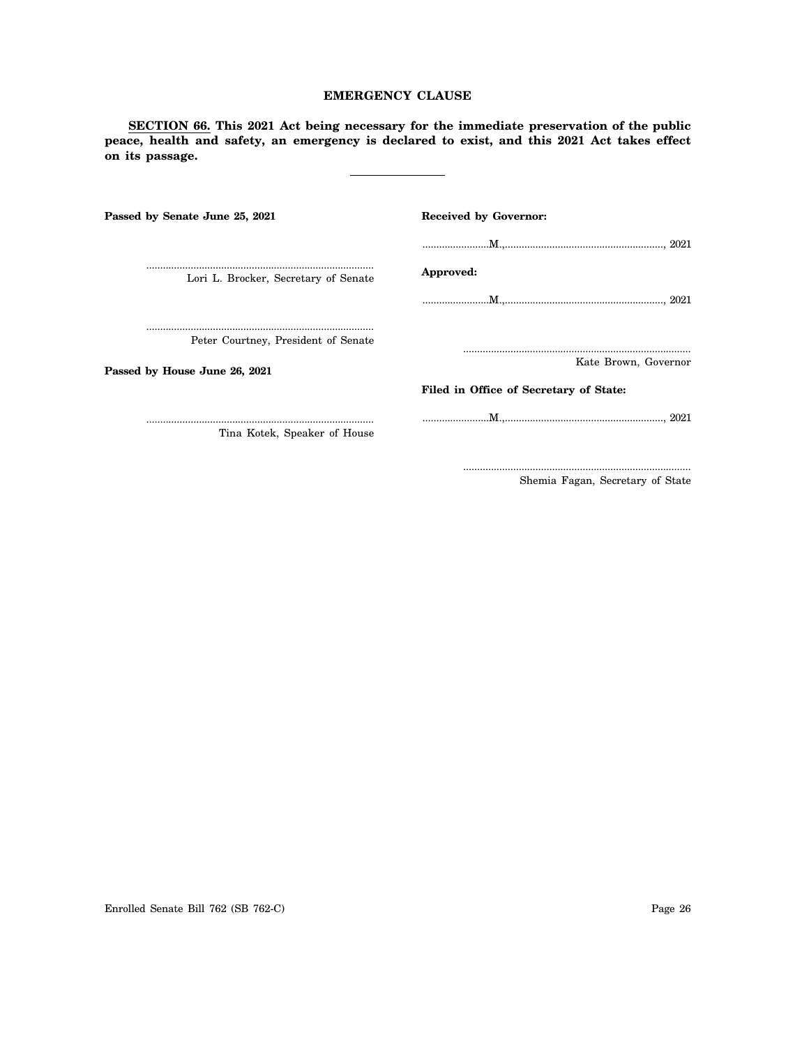## EMERGENCY CLAUSE

**SECTION 66. This 2021 Act being necessary for the immediate preservation of the public peace, health and safety, an emergency is declared to exist, and this 2021 Act takes effect on its passage.**

---

**Passed by Senate June 25, 2021**

..................................................................................
Lori L. Brocker, Secretary of Senate

..................................................................................
Peter Courtney, President of Senate

**Passed by House June 26, 2021**

..................................................................................
Tina Kotek, Speaker of House

**Received by Governor:**

........................M.,........................................................., 2021

**Approved:**

........................M.,........................................................., 2021

..................................................................................
Kate Brown, Governor

**Filed in Office of Secretary of State:**

........................M.,........................................................., 2021

..................................................................................
Shemia Fagan, Secretary of State